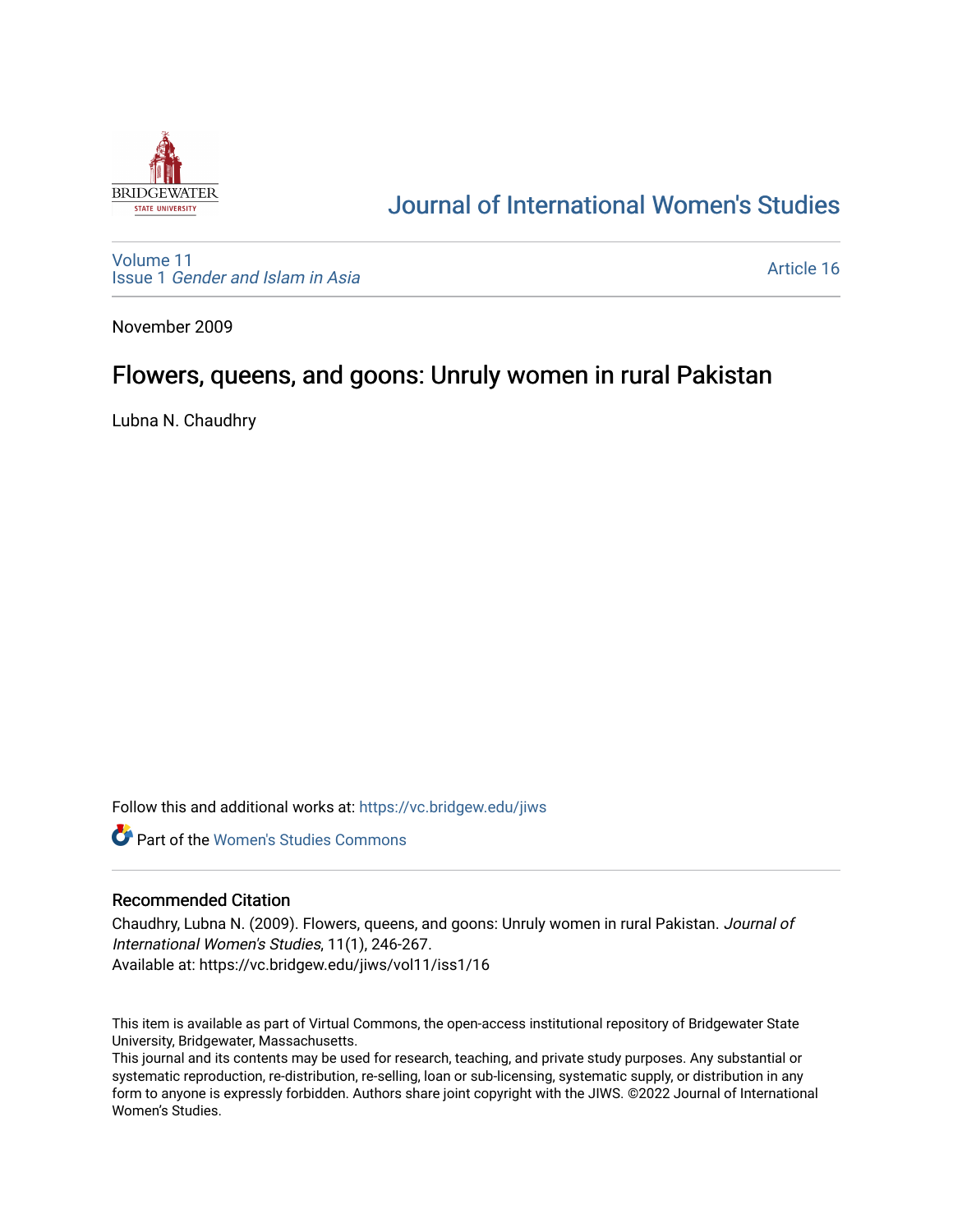# Journal of International Women's Studies

Volume 11
Issue 1 *Gender and Islam in Asia*

Article 16

November 2009

## Flowers, queens, and goons: Unruly women in rural Pakistan

Lubna N. Chaudhry

Follow this and additional works at: https://vc.bridgew.edu/jiws

Part of the Women's Studies Commons

### Recommended Citation

Chaudhry, Lubna N. (2009). Flowers, queens, and goons: Unruly women in rural Pakistan. *Journal of International Women's Studies*, 11(1), 246-267.
Available at: https://vc.bridgew.edu/jiws/vol11/iss1/16

This item is available as part of Virtual Commons, the open-access institutional repository of Bridgewater State University, Bridgewater, Massachusetts.
This journal and its contents may be used for research, teaching, and private study purposes. Any substantial or systematic reproduction, re-distribution, re-selling, loan or sub-licensing, systematic supply, or distribution in any form to anyone is expressly forbidden. Authors share joint copyright with the JIWS. ©2022 Journal of International Women's Studies.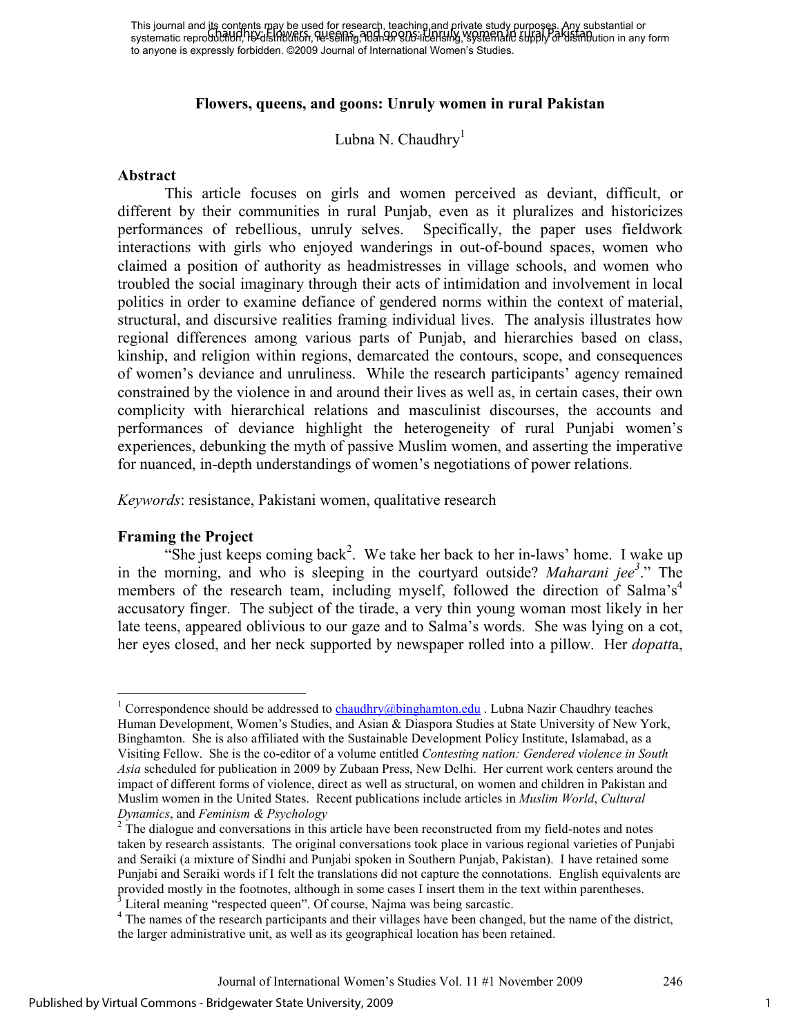# Flowers, queens, and goons: Unruly women in rural Pakistan

Lubna N. Chaudhry[1]

## Abstract

This article focuses on girls and women perceived as deviant, difficult, or different by their communities in rural Punjab, even as it pluralizes and historicizes performances of rebellious, unruly selves. Specifically, the paper uses fieldwork interactions with girls who enjoyed wanderings in out-of-bound spaces, women who claimed a position of authority as headmistresses in village schools, and women who troubled the social imaginary through their acts of intimidation and involvement in local politics in order to examine defiance of gendered norms within the context of material, structural, and discursive realities framing individual lives. The analysis illustrates how regional differences among various parts of Punjab, and hierarchies based on class, kinship, and religion within regions, demarcated the contours, scope, and consequences of women's deviance and unruliness. While the research participants' agency remained constrained by the violence in and around their lives as well as, in certain cases, their own complicity with hierarchical relations and masculinist discourses, the accounts and performances of deviance highlight the heterogeneity of rural Punjabi women's experiences, debunking the myth of passive Muslim women, and asserting the imperative for nuanced, in-depth understandings of women's negotiations of power relations.

*Keywords*: resistance, Pakistani women, qualitative research

## Framing the Project

"She just keeps coming back[2]. We take her back to her in-laws' home. I wake up in the morning, and who is sleeping in the courtyard outside? *Maharani jee*[3]." The members of the research team, including myself, followed the direction of Salma's[4] accusatory finger. The subject of the tirade, a very thin young woman most likely in her late teens, appeared oblivious to our gaze and to Salma's words. She was lying on a cot, her eyes closed, and her neck supported by newspaper rolled into a pillow. Her *dopatt*a,

---

[1] Correspondence should be addressed to chaudhry@binghamton.edu . Lubna Nazir Chaudhry teaches Human Development, Women's Studies, and Asian & Diaspora Studies at State University of New York, Binghamton. She is also affiliated with the Sustainable Development Policy Institute, Islamabad, as a Visiting Fellow. She is the co-editor of a volume entitled *Contesting nation: Gendered violence in South Asia* scheduled for publication in 2009 by Zubaan Press, New Delhi. Her current work centers around the impact of different forms of violence, direct as well as structural, on women and children in Pakistan and Muslim women in the United States. Recent publications include articles in *Muslim World*, *Cultural Dynamics*, and *Feminism & Psychology*

[2] The dialogue and conversations in this article have been reconstructed from my field-notes and notes taken by research assistants. The original conversations took place in various regional varieties of Punjabi and Seraiki (a mixture of Sindhi and Punjabi spoken in Southern Punjab, Pakistan). I have retained some Punjabi and Seraiki words if I felt the translations did not capture the connotations. English equivalents are provided mostly in the footnotes, although in some cases I insert them in the text within parentheses.

[3] Literal meaning "respected queen". Of course, Najma was being sarcastic.

[4] The names of the research participants and their villages have been changed, but the name of the district, the larger administrative unit, as well as its geographical location has been retained.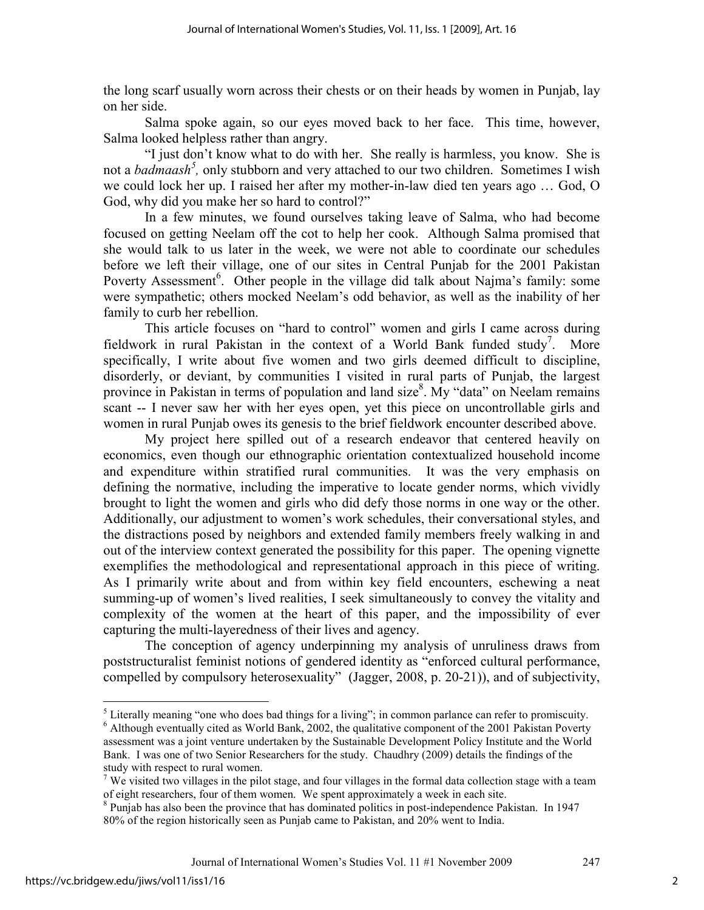the long scarf usually worn across their chests or on their heads by women in Punjab, lay on her side.

Salma spoke again, so our eyes moved back to her face. This time, however, Salma looked helpless rather than angry.

"I just don't know what to do with her. She really is harmless, you know. She is not a *badmaash*[5], only stubborn and very attached to our two children. Sometimes I wish we could lock her up. I raised her after my mother-in-law died ten years ago … God, O God, why did you make her so hard to control?"

In a few minutes, we found ourselves taking leave of Salma, who had become focused on getting Neelam off the cot to help her cook. Although Salma promised that she would talk to us later in the week, we were not able to coordinate our schedules before we left their village, one of our sites in Central Punjab for the 2001 Pakistan Poverty Assessment[6]. Other people in the village did talk about Najma's family: some were sympathetic; others mocked Neelam's odd behavior, as well as the inability of her family to curb her rebellion.

This article focuses on "hard to control" women and girls I came across during fieldwork in rural Pakistan in the context of a World Bank funded study[7]. More specifically, I write about five women and two girls deemed difficult to discipline, disorderly, or deviant, by communities I visited in rural parts of Punjab, the largest province in Pakistan in terms of population and land size[8]. My "data" on Neelam remains scant -- I never saw her with her eyes open, yet this piece on uncontrollable girls and women in rural Punjab owes its genesis to the brief fieldwork encounter described above.

My project here spilled out of a research endeavor that centered heavily on economics, even though our ethnographic orientation contextualized household income and expenditure within stratified rural communities. It was the very emphasis on defining the normative, including the imperative to locate gender norms, which vividly brought to light the women and girls who did defy those norms in one way or the other. Additionally, our adjustment to women's work schedules, their conversational styles, and the distractions posed by neighbors and extended family members freely walking in and out of the interview context generated the possibility for this paper. The opening vignette exemplifies the methodological and representational approach in this piece of writing. As I primarily write about and from within key field encounters, eschewing a neat summing-up of women's lived realities, I seek simultaneously to convey the vitality and complexity of the women at the heart of this paper, and the impossibility of ever capturing the multi-layeredness of their lives and agency.

The conception of agency underpinning my analysis of unruliness draws from poststructuralist feminist notions of gendered identity as "enforced cultural performance, compelled by compulsory heterosexuality" (Jagger, 2008, p. 20-21)), and of subjectivity,

---

[5] Literally meaning "one who does bad things for a living"; in common parlance can refer to promiscuity.

[6] Although eventually cited as World Bank, 2002, the qualitative component of the 2001 Pakistan Poverty assessment was a joint venture undertaken by the Sustainable Development Policy Institute and the World Bank. I was one of two Senior Researchers for the study. Chaudhry (2009) details the findings of the study with respect to rural women.

[7] We visited two villages in the pilot stage, and four villages in the formal data collection stage with a team of eight researchers, four of them women. We spent approximately a week in each site.

[8] Punjab has also been the province that has dominated politics in post-independence Pakistan. In 1947 80% of the region historically seen as Punjab came to Pakistan, and 20% went to India.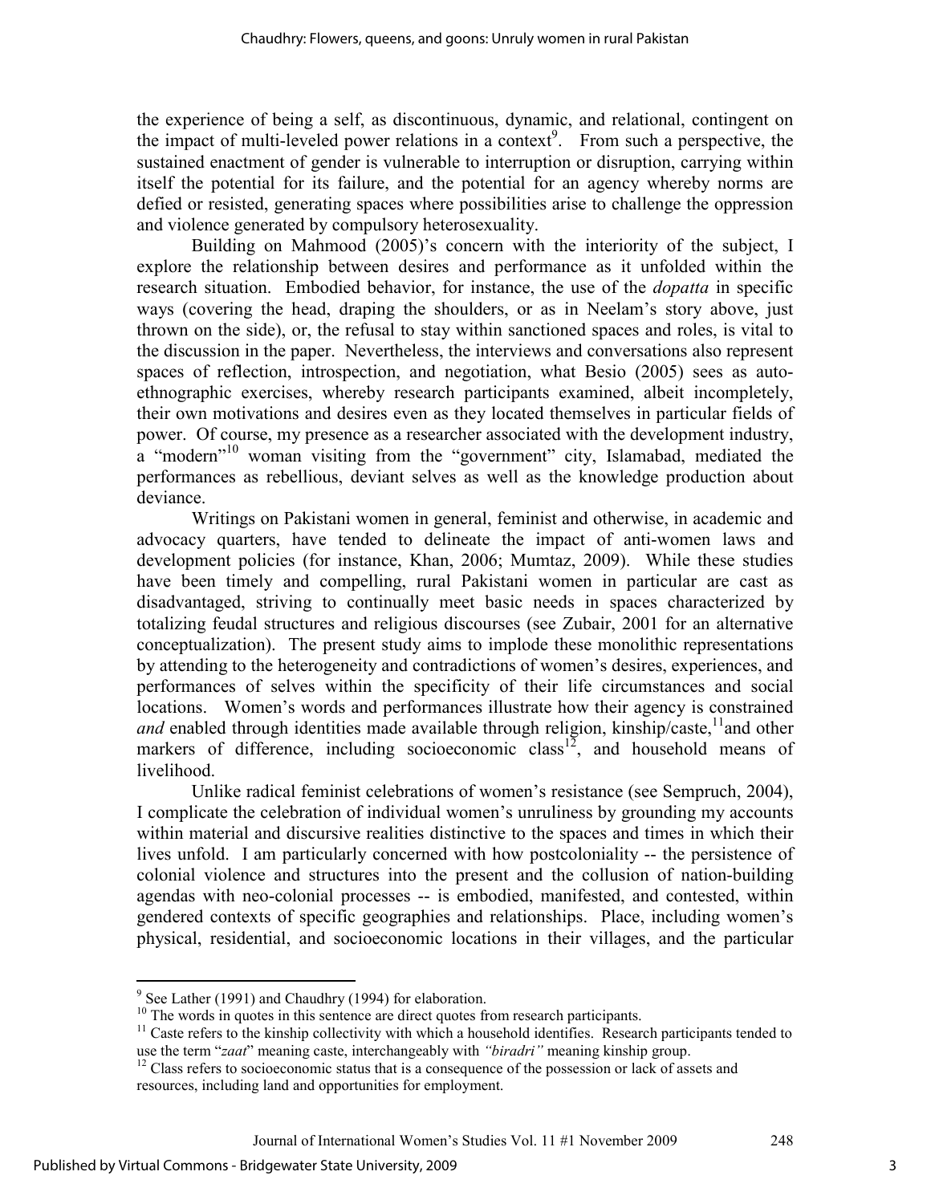the experience of being a self, as discontinuous, dynamic, and relational, contingent on the impact of multi-leveled power relations in a context[9]. From such a perspective, the sustained enactment of gender is vulnerable to interruption or disruption, carrying within itself the potential for its failure, and the potential for an agency whereby norms are defied or resisted, generating spaces where possibilities arise to challenge the oppression and violence generated by compulsory heterosexuality.

Building on Mahmood (2005)'s concern with the interiority of the subject, I explore the relationship between desires and performance as it unfolded within the research situation. Embodied behavior, for instance, the use of the *dopatta* in specific ways (covering the head, draping the shoulders, or as in Neelam's story above, just thrown on the side), or, the refusal to stay within sanctioned spaces and roles, is vital to the discussion in the paper. Nevertheless, the interviews and conversations also represent spaces of reflection, introspection, and negotiation, what Besio (2005) sees as auto-ethnographic exercises, whereby research participants examined, albeit incompletely, their own motivations and desires even as they located themselves in particular fields of power. Of course, my presence as a researcher associated with the development industry, a "modern"[10] woman visiting from the "government" city, Islamabad, mediated the performances as rebellious, deviant selves as well as the knowledge production about deviance.

Writings on Pakistani women in general, feminist and otherwise, in academic and advocacy quarters, have tended to delineate the impact of anti-women laws and development policies (for instance, Khan, 2006; Mumtaz, 2009). While these studies have been timely and compelling, rural Pakistani women in particular are cast as disadvantaged, striving to continually meet basic needs in spaces characterized by totalizing feudal structures and religious discourses (see Zubair, 2001 for an alternative conceptualization). The present study aims to implode these monolithic representations by attending to the heterogeneity and contradictions of women's desires, experiences, and performances of selves within the specificity of their life circumstances and social locations. Women's words and performances illustrate how their agency is constrained *and* enabled through identities made available through religion, kinship/caste,[11] and other markers of difference, including socioeconomic class[12], and household means of livelihood.

Unlike radical feminist celebrations of women's resistance (see Sempruch, 2004), I complicate the celebration of individual women's unruliness by grounding my accounts within material and discursive realities distinctive to the spaces and times in which their lives unfold. I am particularly concerned with how postcoloniality -- the persistence of colonial violence and structures into the present and the collusion of nation-building agendas with neo-colonial processes -- is embodied, manifested, and contested, within gendered contexts of specific geographies and relationships. Place, including women's physical, residential, and socioeconomic locations in their villages, and the particular

---

[9] See Lather (1991) and Chaudhry (1994) for elaboration.

[10] The words in quotes in this sentence are direct quotes from research participants.

[11] Caste refers to the kinship collectivity with which a household identifies. Research participants tended to use the term "*zaat*" meaning caste, interchangeably with *"biradri"* meaning kinship group.

[12] Class refers to socioeconomic status that is a consequence of the possession or lack of assets and resources, including land and opportunities for employment.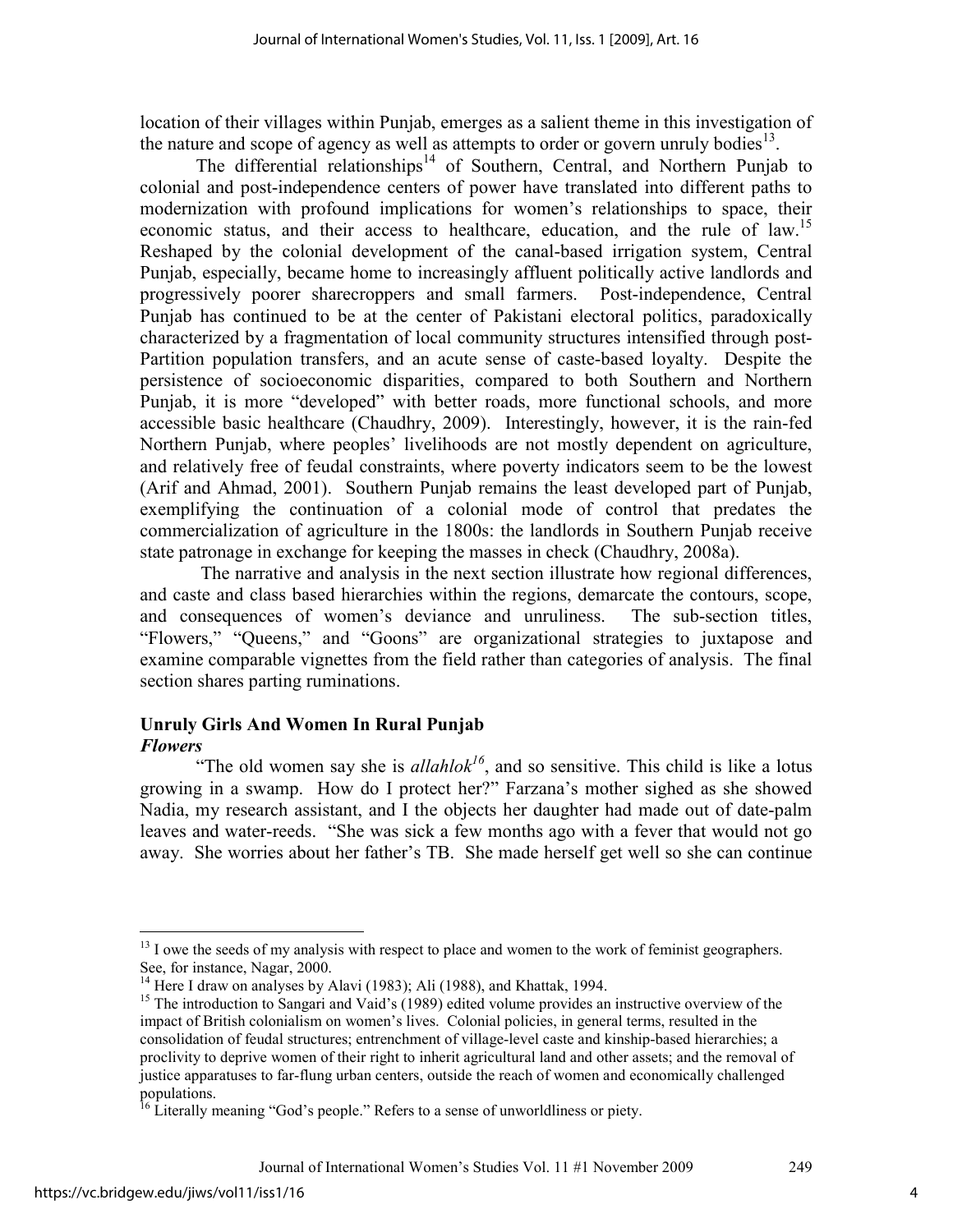location of their villages within Punjab, emerges as a salient theme in this investigation of the nature and scope of agency as well as attempts to order or govern unruly bodies[13].

The differential relationships[14] of Southern, Central, and Northern Punjab to colonial and post-independence centers of power have translated into different paths to modernization with profound implications for women's relationships to space, their economic status, and their access to healthcare, education, and the rule of law.[15] Reshaped by the colonial development of the canal-based irrigation system, Central Punjab, especially, became home to increasingly affluent politically active landlords and progressively poorer sharecroppers and small farmers. Post-independence, Central Punjab has continued to be at the center of Pakistani electoral politics, paradoxically characterized by a fragmentation of local community structures intensified through post-Partition population transfers, and an acute sense of caste-based loyalty. Despite the persistence of socioeconomic disparities, compared to both Southern and Northern Punjab, it is more "developed" with better roads, more functional schools, and more accessible basic healthcare (Chaudhry, 2009). Interestingly, however, it is the rain-fed Northern Punjab, where peoples' livelihoods are not mostly dependent on agriculture, and relatively free of feudal constraints, where poverty indicators seem to be the lowest (Arif and Ahmad, 2001). Southern Punjab remains the least developed part of Punjab, exemplifying the continuation of a colonial mode of control that predates the commercialization of agriculture in the 1800s: the landlords in Southern Punjab receive state patronage in exchange for keeping the masses in check (Chaudhry, 2008a).

The narrative and analysis in the next section illustrate how regional differences, and caste and class based hierarchies within the regions, demarcate the contours, scope, and consequences of women's deviance and unruliness. The sub-section titles, "Flowers," "Queens," and "Goons" are organizational strategies to juxtapose and examine comparable vignettes from the field rather than categories of analysis. The final section shares parting ruminations.

## Unruly Girls And Women In Rural Punjab

### *Flowers*

"The old women say she is *allahlok*[16], and so sensitive. This child is like a lotus growing in a swamp. How do I protect her?" Farzana's mother sighed as she showed Nadia, my research assistant, and I the objects her daughter had made out of date-palm leaves and water-reeds. "She was sick a few months ago with a fever that would not go away. She worries about her father's TB. She made herself get well so she can continue

---

[13] I owe the seeds of my analysis with respect to place and women to the work of feminist geographers. See, for instance, Nagar, 2000.

[14] Here I draw on analyses by Alavi (1983); Ali (1988), and Khattak, 1994.

[15] The introduction to Sangari and Vaid's (1989) edited volume provides an instructive overview of the impact of British colonialism on women's lives. Colonial policies, in general terms, resulted in the consolidation of feudal structures; entrenchment of village-level caste and kinship-based hierarchies; a proclivity to deprive women of their right to inherit agricultural land and other assets; and the removal of justice apparatuses to far-flung urban centers, outside the reach of women and economically challenged populations.

[16] Literally meaning "God's people." Refers to a sense of unworldliness or piety.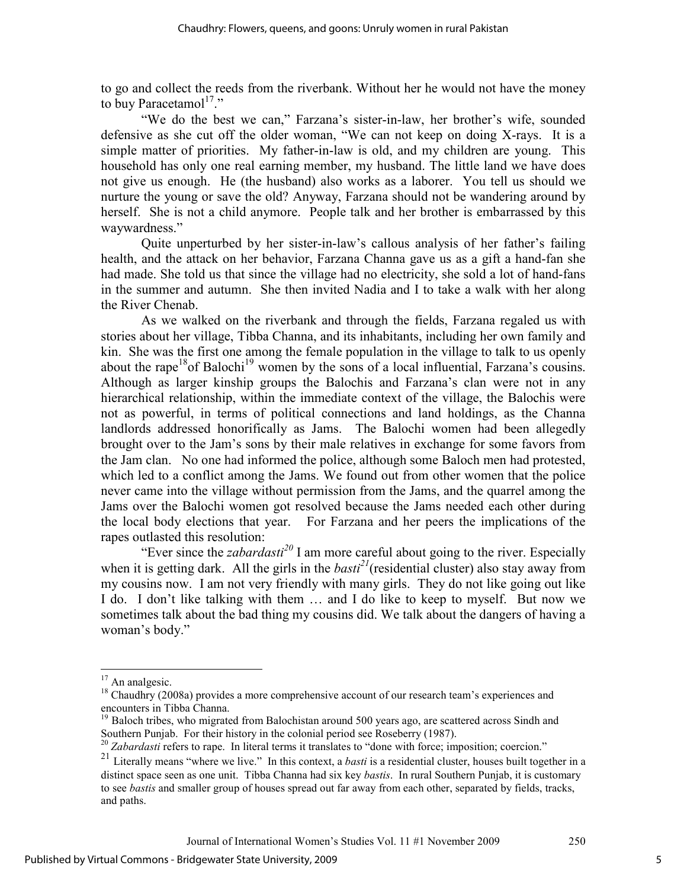to go and collect the reeds from the riverbank. Without her he would not have the money to buy Paracetamol[17]."

"We do the best we can," Farzana's sister-in-law, her brother's wife, sounded defensive as she cut off the older woman, "We can not keep on doing X-rays. It is a simple matter of priorities. My father-in-law is old, and my children are young. This household has only one real earning member, my husband. The little land we have does not give us enough. He (the husband) also works as a laborer. You tell us should we nurture the young or save the old? Anyway, Farzana should not be wandering around by herself. She is not a child anymore. People talk and her brother is embarrassed by this waywardness."

Quite unperturbed by her sister-in-law's callous analysis of her father's failing health, and the attack on her behavior, Farzana Channa gave us as a gift a hand-fan she had made. She told us that since the village had no electricity, she sold a lot of hand-fans in the summer and autumn. She then invited Nadia and I to take a walk with her along the River Chenab.

As we walked on the riverbank and through the fields, Farzana regaled us with stories about her village, Tibba Channa, and its inhabitants, including her own family and kin. She was the first one among the female population in the village to talk to us openly about the rape[18] of Balochi[19] women by the sons of a local influential, Farzana's cousins. Although as larger kinship groups the Balochis and Farzana's clan were not in any hierarchical relationship, within the immediate context of the village, the Balochis were not as powerful, in terms of political connections and land holdings, as the Channa landlords addressed honorifically as Jams. The Balochi women had been allegedly brought over to the Jam's sons by their male relatives in exchange for some favors from the Jam clan. No one had informed the police, although some Baloch men had protested, which led to a conflict among the Jams. We found out from other women that the police never came into the village without permission from the Jams, and the quarrel among the Jams over the Balochi women got resolved because the Jams needed each other during the local body elections that year. For Farzana and her peers the implications of the rapes outlasted this resolution:

"Ever since the *zabardasti*[20] I am more careful about going to the river. Especially when it is getting dark. All the girls in the *basti*[21] (residential cluster) also stay away from my cousins now. I am not very friendly with many girls. They do not like going out like I do. I don't like talking with them … and I do like to keep to myself. But now we sometimes talk about the bad thing my cousins did. We talk about the dangers of having a woman's body."

---

[17] An analgesic.

[18] Chaudhry (2008a) provides a more comprehensive account of our research team's experiences and encounters in Tibba Channa.

[19] Baloch tribes, who migrated from Balochistan around 500 years ago, are scattered across Sindh and Southern Punjab. For their history in the colonial period see Roseberry (1987).

[20] *Zabardasti* refers to rape. In literal terms it translates to "done with force; imposition; coercion."

[21] Literally means "where we live." In this context, a *basti* is a residential cluster, houses built together in a distinct space seen as one unit. Tibba Channa had six key *bastis*. In rural Southern Punjab, it is customary to see *bastis* and smaller group of houses spread out far away from each other, separated by fields, tracks, and paths.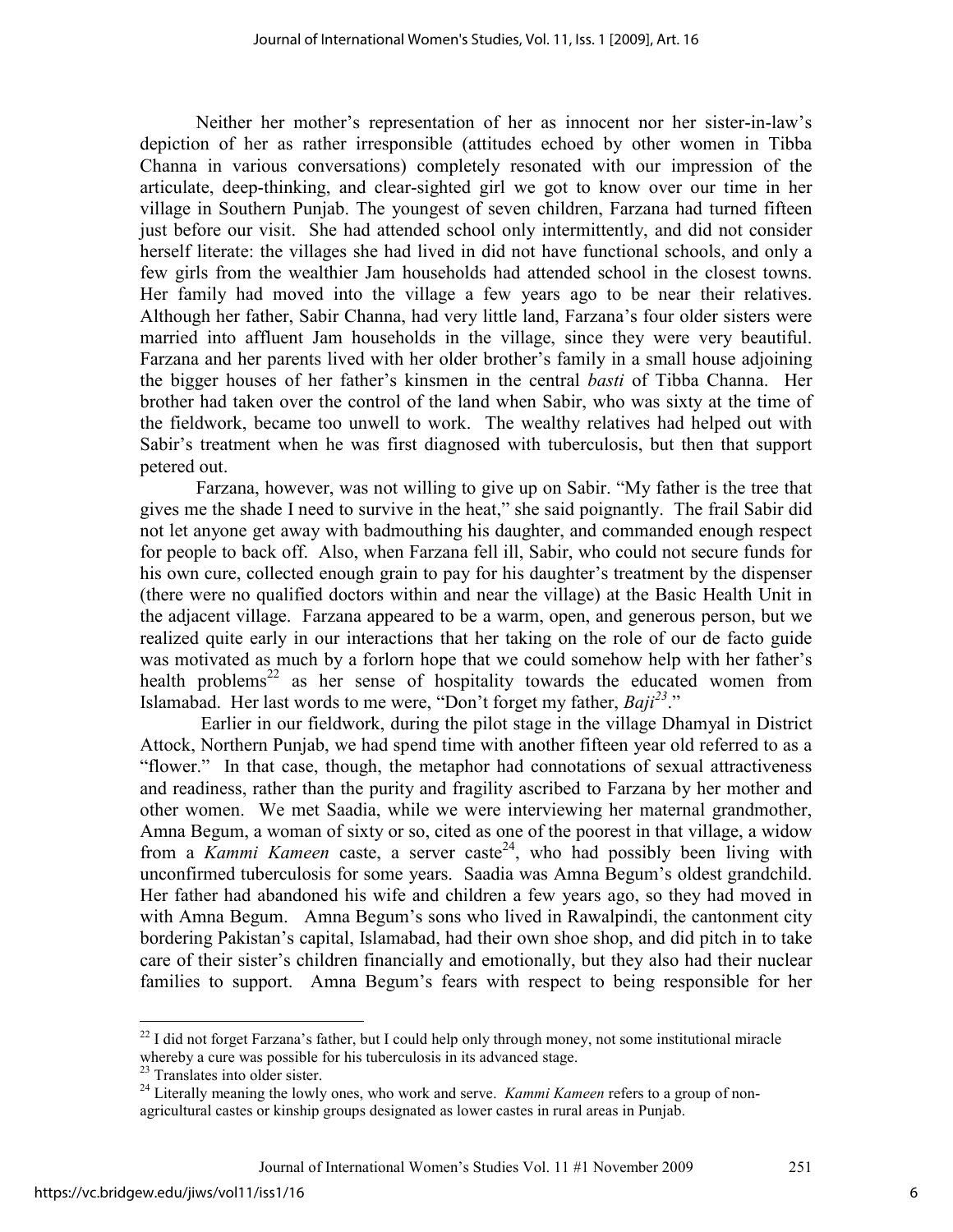Neither her mother's representation of her as innocent nor her sister-in-law's depiction of her as rather irresponsible (attitudes echoed by other women in Tibba Channa in various conversations) completely resonated with our impression of the articulate, deep-thinking, and clear-sighted girl we got to know over our time in her village in Southern Punjab. The youngest of seven children, Farzana had turned fifteen just before our visit. She had attended school only intermittently, and did not consider herself literate: the villages she had lived in did not have functional schools, and only a few girls from the wealthier Jam households had attended school in the closest towns. Her family had moved into the village a few years ago to be near their relatives. Although her father, Sabir Channa, had very little land, Farzana's four older sisters were married into affluent Jam households in the village, since they were very beautiful. Farzana and her parents lived with her older brother's family in a small house adjoining the bigger houses of her father's kinsmen in the central *basti* of Tibba Channa. Her brother had taken over the control of the land when Sabir, who was sixty at the time of the fieldwork, became too unwell to work. The wealthy relatives had helped out with Sabir's treatment when he was first diagnosed with tuberculosis, but then that support petered out.

Farzana, however, was not willing to give up on Sabir. "My father is the tree that gives me the shade I need to survive in the heat," she said poignantly. The frail Sabir did not let anyone get away with badmouthing his daughter, and commanded enough respect for people to back off. Also, when Farzana fell ill, Sabir, who could not secure funds for his own cure, collected enough grain to pay for his daughter's treatment by the dispenser (there were no qualified doctors within and near the village) at the Basic Health Unit in the adjacent village. Farzana appeared to be a warm, open, and generous person, but we realized quite early in our interactions that her taking on the role of our de facto guide was motivated as much by a forlorn hope that we could somehow help with her father's health problems[22] as her sense of hospitality towards the educated women from Islamabad. Her last words to me were, "Don't forget my father, *Baji*[23]."

Earlier in our fieldwork, during the pilot stage in the village Dhamyal in District Attock, Northern Punjab, we had spend time with another fifteen year old referred to as a "flower." In that case, though, the metaphor had connotations of sexual attractiveness and readiness, rather than the purity and fragility ascribed to Farzana by her mother and other women. We met Saadia, while we were interviewing her maternal grandmother, Amna Begum, a woman of sixty or so, cited as one of the poorest in that village, a widow from a *Kammi Kameen* caste, a server caste[24], who had possibly been living with unconfirmed tuberculosis for some years. Saadia was Amna Begum's oldest grandchild. Her father had abandoned his wife and children a few years ago, so they had moved in with Amna Begum. Amna Begum's sons who lived in Rawalpindi, the cantonment city bordering Pakistan's capital, Islamabad, had their own shoe shop, and did pitch in to take care of their sister's children financially and emotionally, but they also had their nuclear families to support. Amna Begum's fears with respect to being responsible for her

---

[22] I did not forget Farzana's father, but I could help only through money, not some institutional miracle whereby a cure was possible for his tuberculosis in its advanced stage.

[23] Translates into older sister.

[24] Literally meaning the lowly ones, who work and serve. *Kammi Kameen* refers to a group of non-agricultural castes or kinship groups designated as lower castes in rural areas in Punjab.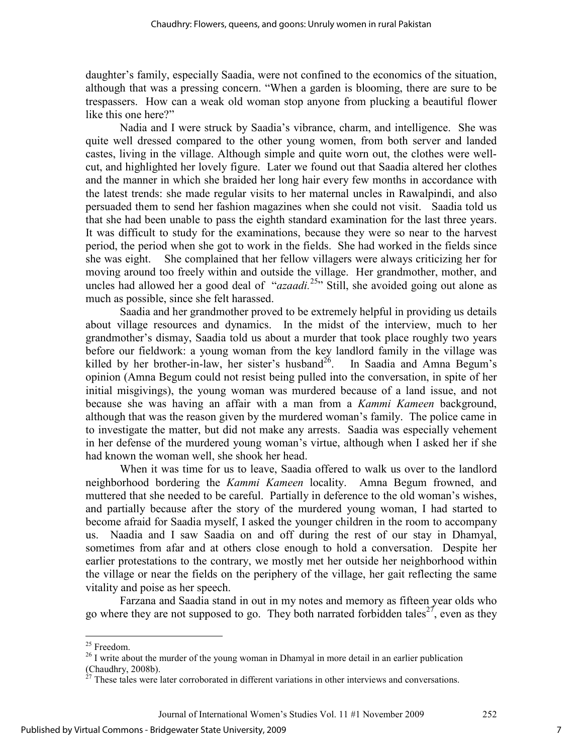daughter's family, especially Saadia, were not confined to the economics of the situation, although that was a pressing concern. "When a garden is blooming, there are sure to be trespassers. How can a weak old woman stop anyone from plucking a beautiful flower like this one here?"

Nadia and I were struck by Saadia's vibrance, charm, and intelligence. She was quite well dressed compared to the other young women, from both server and landed castes, living in the village. Although simple and quite worn out, the clothes were well-cut, and highlighted her lovely figure. Later we found out that Saadia altered her clothes and the manner in which she braided her long hair every few months in accordance with the latest trends: she made regular visits to her maternal uncles in Rawalpindi, and also persuaded them to send her fashion magazines when she could not visit. Saadia told us that she had been unable to pass the eighth standard examination for the last three years. It was difficult to study for the examinations, because they were so near to the harvest period, the period when she got to work in the fields. She had worked in the fields since she was eight. She complained that her fellow villagers were always criticizing her for moving around too freely within and outside the village. Her grandmother, mother, and uncles had allowed her a good deal of "*azaadi.*[25]" Still, she avoided going out alone as much as possible, since she felt harassed.

Saadia and her grandmother proved to be extremely helpful in providing us details about village resources and dynamics. In the midst of the interview, much to her grandmother's dismay, Saadia told us about a murder that took place roughly two years before our fieldwork: a young woman from the key landlord family in the village was killed by her brother-in-law, her sister's husband[26]. In Saadia and Amna Begum's opinion (Amna Begum could not resist being pulled into the conversation, in spite of her initial misgivings), the young woman was murdered because of a land issue, and not because she was having an affair with a man from a *Kammi Kameen* background, although that was the reason given by the murdered woman's family. The police came in to investigate the matter, but did not make any arrests. Saadia was especially vehement in her defense of the murdered young woman's virtue, although when I asked her if she had known the woman well, she shook her head.

When it was time for us to leave, Saadia offered to walk us over to the landlord neighborhood bordering the *Kammi Kameen* locality. Amna Begum frowned, and muttered that she needed to be careful. Partially in deference to the old woman's wishes, and partially because after the story of the murdered young woman, I had started to become afraid for Saadia myself, I asked the younger children in the room to accompany us. Naadia and I saw Saadia on and off during the rest of our stay in Dhamyal, sometimes from afar and at others close enough to hold a conversation. Despite her earlier protestations to the contrary, we mostly met her outside her neighborhood within the village or near the fields on the periphery of the village, her gait reflecting the same vitality and poise as her speech.

Farzana and Saadia stand in out in my notes and memory as fifteen year olds who go where they are not supposed to go. They both narrated forbidden tales[27], even as they

---

[25] Freedom.

[26] I write about the murder of the young woman in Dhamyal in more detail in an earlier publication (Chaudhry, 2008b).

[27] These tales were later corroborated in different variations in other interviews and conversations.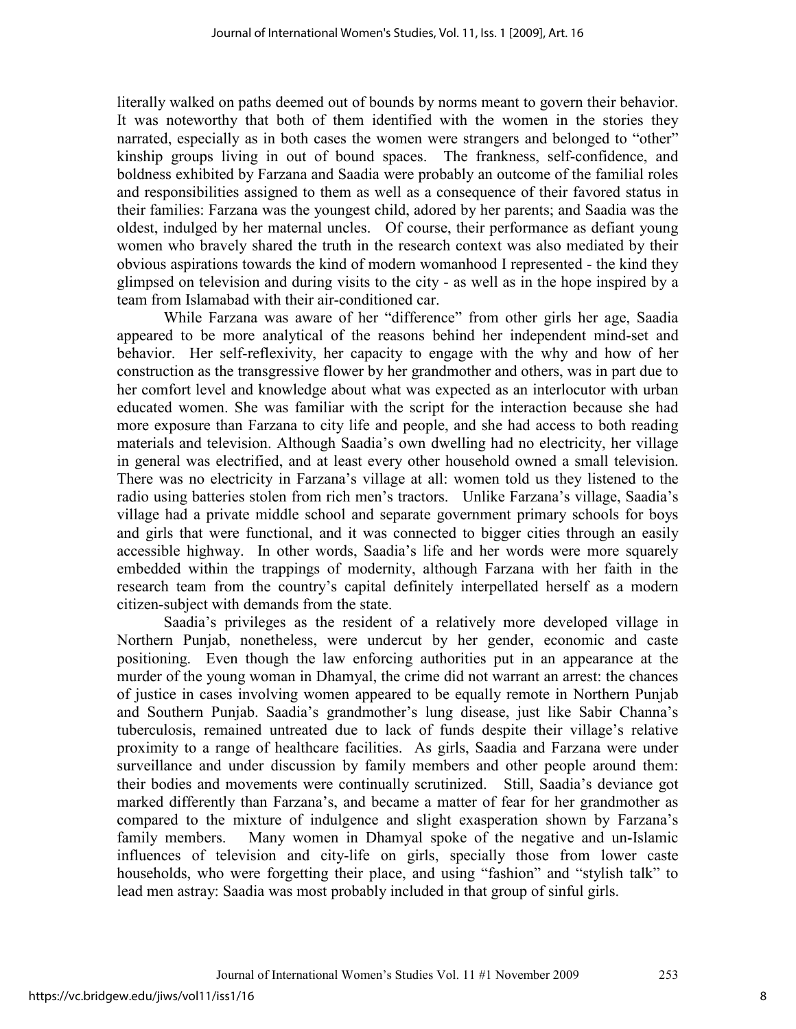literally walked on paths deemed out of bounds by norms meant to govern their behavior. It was noteworthy that both of them identified with the women in the stories they narrated, especially as in both cases the women were strangers and belonged to "other" kinship groups living in out of bound spaces. The frankness, self-confidence, and boldness exhibited by Farzana and Saadia were probably an outcome of the familial roles and responsibilities assigned to them as well as a consequence of their favored status in their families: Farzana was the youngest child, adored by her parents; and Saadia was the oldest, indulged by her maternal uncles. Of course, their performance as defiant young women who bravely shared the truth in the research context was also mediated by their obvious aspirations towards the kind of modern womanhood I represented - the kind they glimpsed on television and during visits to the city - as well as in the hope inspired by a team from Islamabad with their air-conditioned car.

While Farzana was aware of her "difference" from other girls her age, Saadia appeared to be more analytical of the reasons behind her independent mind-set and behavior. Her self-reflexivity, her capacity to engage with the why and how of her construction as the transgressive flower by her grandmother and others, was in part due to her comfort level and knowledge about what was expected as an interlocutor with urban educated women. She was familiar with the script for the interaction because she had more exposure than Farzana to city life and people, and she had access to both reading materials and television. Although Saadia's own dwelling had no electricity, her village in general was electrified, and at least every other household owned a small television. There was no electricity in Farzana's village at all: women told us they listened to the radio using batteries stolen from rich men's tractors. Unlike Farzana's village, Saadia's village had a private middle school and separate government primary schools for boys and girls that were functional, and it was connected to bigger cities through an easily accessible highway. In other words, Saadia's life and her words were more squarely embedded within the trappings of modernity, although Farzana with her faith in the research team from the country's capital definitely interpellated herself as a modern citizen-subject with demands from the state.

Saadia's privileges as the resident of a relatively more developed village in Northern Punjab, nonetheless, were undercut by her gender, economic and caste positioning. Even though the law enforcing authorities put in an appearance at the murder of the young woman in Dhamyal, the crime did not warrant an arrest: the chances of justice in cases involving women appeared to be equally remote in Northern Punjab and Southern Punjab. Saadia's grandmother's lung disease, just like Sabir Channa's tuberculosis, remained untreated due to lack of funds despite their village's relative proximity to a range of healthcare facilities. As girls, Saadia and Farzana were under surveillance and under discussion by family members and other people around them: their bodies and movements were continually scrutinized. Still, Saadia's deviance got marked differently than Farzana's, and became a matter of fear for her grandmother as compared to the mixture of indulgence and slight exasperation shown by Farzana's family members. Many women in Dhamyal spoke of the negative and un-Islamic influences of television and city-life on girls, specially those from lower caste households, who were forgetting their place, and using "fashion" and "stylish talk" to lead men astray: Saadia was most probably included in that group of sinful girls.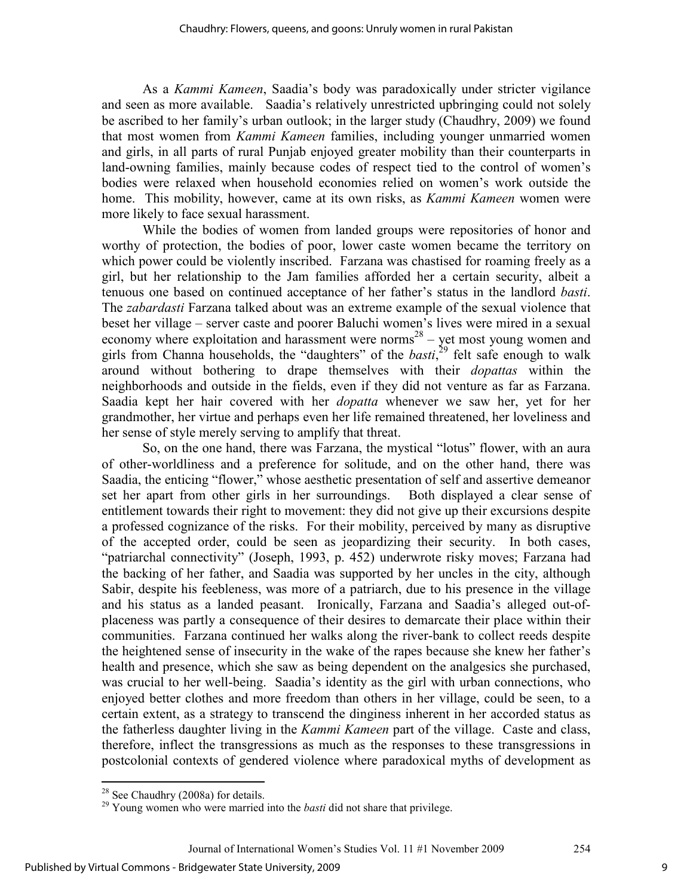As a *Kammi Kameen*, Saadia's body was paradoxically under stricter vigilance and seen as more available. Saadia's relatively unrestricted upbringing could not solely be ascribed to her family's urban outlook; in the larger study (Chaudhry, 2009) we found that most women from *Kammi Kameen* families, including younger unmarried women and girls, in all parts of rural Punjab enjoyed greater mobility than their counterparts in land-owning families, mainly because codes of respect tied to the control of women's bodies were relaxed when household economies relied on women's work outside the home. This mobility, however, came at its own risks, as *Kammi Kameen* women were more likely to face sexual harassment.

While the bodies of women from landed groups were repositories of honor and worthy of protection, the bodies of poor, lower caste women became the territory on which power could be violently inscribed. Farzana was chastised for roaming freely as a girl, but her relationship to the Jam families afforded her a certain security, albeit a tenuous one based on continued acceptance of her father's status in the landlord *basti*. The *zabardasti* Farzana talked about was an extreme example of the sexual violence that beset her village – server caste and poorer Baluchi women's lives were mired in a sexual economy where exploitation and harassment were norms[28] – yet most young women and girls from Channa households, the "daughters" of the *basti*,[29] felt safe enough to walk around without bothering to drape themselves with their *dopattas* within the neighborhoods and outside in the fields, even if they did not venture as far as Farzana. Saadia kept her hair covered with her *dopatta* whenever we saw her, yet for her grandmother, her virtue and perhaps even her life remained threatened, her loveliness and her sense of style merely serving to amplify that threat.

So, on the one hand, there was Farzana, the mystical "lotus" flower, with an aura of other-worldliness and a preference for solitude, and on the other hand, there was Saadia, the enticing "flower," whose aesthetic presentation of self and assertive demeanor set her apart from other girls in her surroundings. Both displayed a clear sense of entitlement towards their right to movement: they did not give up their excursions despite a professed cognizance of the risks. For their mobility, perceived by many as disruptive of the accepted order, could be seen as jeopardizing their security. In both cases, "patriarchal connectivity" (Joseph, 1993, p. 452) underwrote risky moves; Farzana had the backing of her father, and Saadia was supported by her uncles in the city, although Sabir, despite his feebleness, was more of a patriarch, due to his presence in the village and his status as a landed peasant. Ironically, Farzana and Saadia's alleged out-of-placeness was partly a consequence of their desires to demarcate their place within their communities. Farzana continued her walks along the river-bank to collect reeds despite the heightened sense of insecurity in the wake of the rapes because she knew her father's health and presence, which she saw as being dependent on the analgesics she purchased, was crucial to her well-being. Saadia's identity as the girl with urban connections, who enjoyed better clothes and more freedom than others in her village, could be seen, to a certain extent, as a strategy to transcend the dinginess inherent in her accorded status as the fatherless daughter living in the *Kammi Kameen* part of the village. Caste and class, therefore, inflect the transgressions as much as the responses to these transgressions in postcolonial contexts of gendered violence where paradoxical myths of development as

---

[28] See Chaudhry (2008a) for details.

[29] Young women who were married into the *basti* did not share that privilege.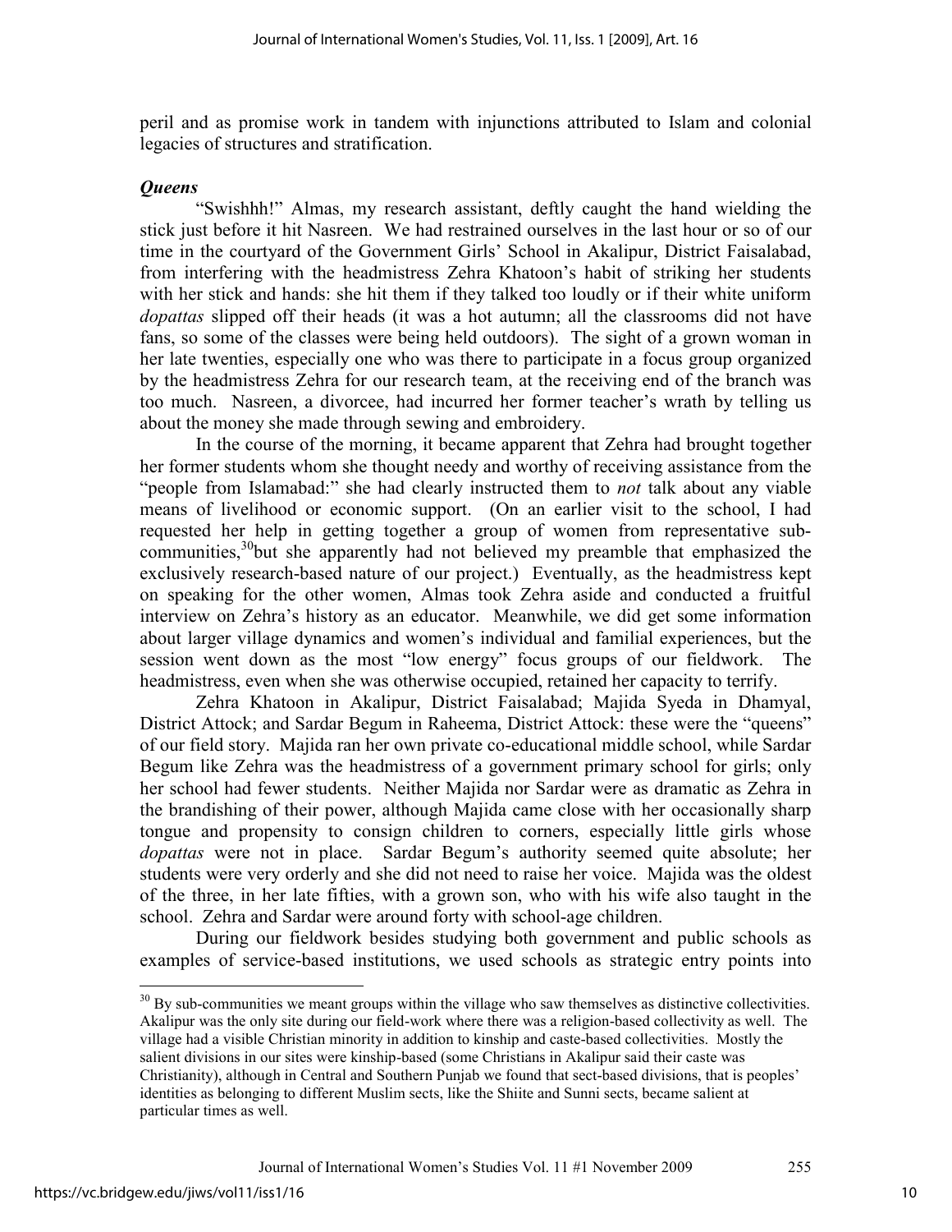peril and as promise work in tandem with injunctions attributed to Islam and colonial legacies of structures and stratification.

### *Queens*

"Swishhh!" Almas, my research assistant, deftly caught the hand wielding the stick just before it hit Nasreen. We had restrained ourselves in the last hour or so of our time in the courtyard of the Government Girls' School in Akalipur, District Faisalabad, from interfering with the headmistress Zehra Khatoon's habit of striking her students with her stick and hands: she hit them if they talked too loudly or if their white uniform *dopattas* slipped off their heads (it was a hot autumn; all the classrooms did not have fans, so some of the classes were being held outdoors). The sight of a grown woman in her late twenties, especially one who was there to participate in a focus group organized by the headmistress Zehra for our research team, at the receiving end of the branch was too much. Nasreen, a divorcee, had incurred her former teacher's wrath by telling us about the money she made through sewing and embroidery.

In the course of the morning, it became apparent that Zehra had brought together her former students whom she thought needy and worthy of receiving assistance from the "people from Islamabad:" she had clearly instructed them to *not* talk about any viable means of livelihood or economic support. (On an earlier visit to the school, I had requested her help in getting together a group of women from representative sub-communities,[30]but she apparently had not believed my preamble that emphasized the exclusively research-based nature of our project.) Eventually, as the headmistress kept on speaking for the other women, Almas took Zehra aside and conducted a fruitful interview on Zehra's history as an educator. Meanwhile, we did get some information about larger village dynamics and women's individual and familial experiences, but the session went down as the most "low energy" focus groups of our fieldwork. The headmistress, even when she was otherwise occupied, retained her capacity to terrify.

Zehra Khatoon in Akalipur, District Faisalabad; Majida Syeda in Dhamyal, District Attock; and Sardar Begum in Raheema, District Attock: these were the "queens" of our field story. Majida ran her own private co-educational middle school, while Sardar Begum like Zehra was the headmistress of a government primary school for girls; only her school had fewer students. Neither Majida nor Sardar were as dramatic as Zehra in the brandishing of their power, although Majida came close with her occasionally sharp tongue and propensity to consign children to corners, especially little girls whose *dopattas* were not in place. Sardar Begum's authority seemed quite absolute; her students were very orderly and she did not need to raise her voice. Majida was the oldest of the three, in her late fifties, with a grown son, who with his wife also taught in the school. Zehra and Sardar were around forty with school-age children.

During our fieldwork besides studying both government and public schools as examples of service-based institutions, we used schools as strategic entry points into

---

[30] By sub-communities we meant groups within the village who saw themselves as distinctive collectivities. Akalipur was the only site during our field-work where there was a religion-based collectivity as well. The village had a visible Christian minority in addition to kinship and caste-based collectivities. Mostly the salient divisions in our sites were kinship-based (some Christians in Akalipur said their caste was Christianity), although in Central and Southern Punjab we found that sect-based divisions, that is peoples' identities as belonging to different Muslim sects, like the Shiite and Sunni sects, became salient at particular times as well.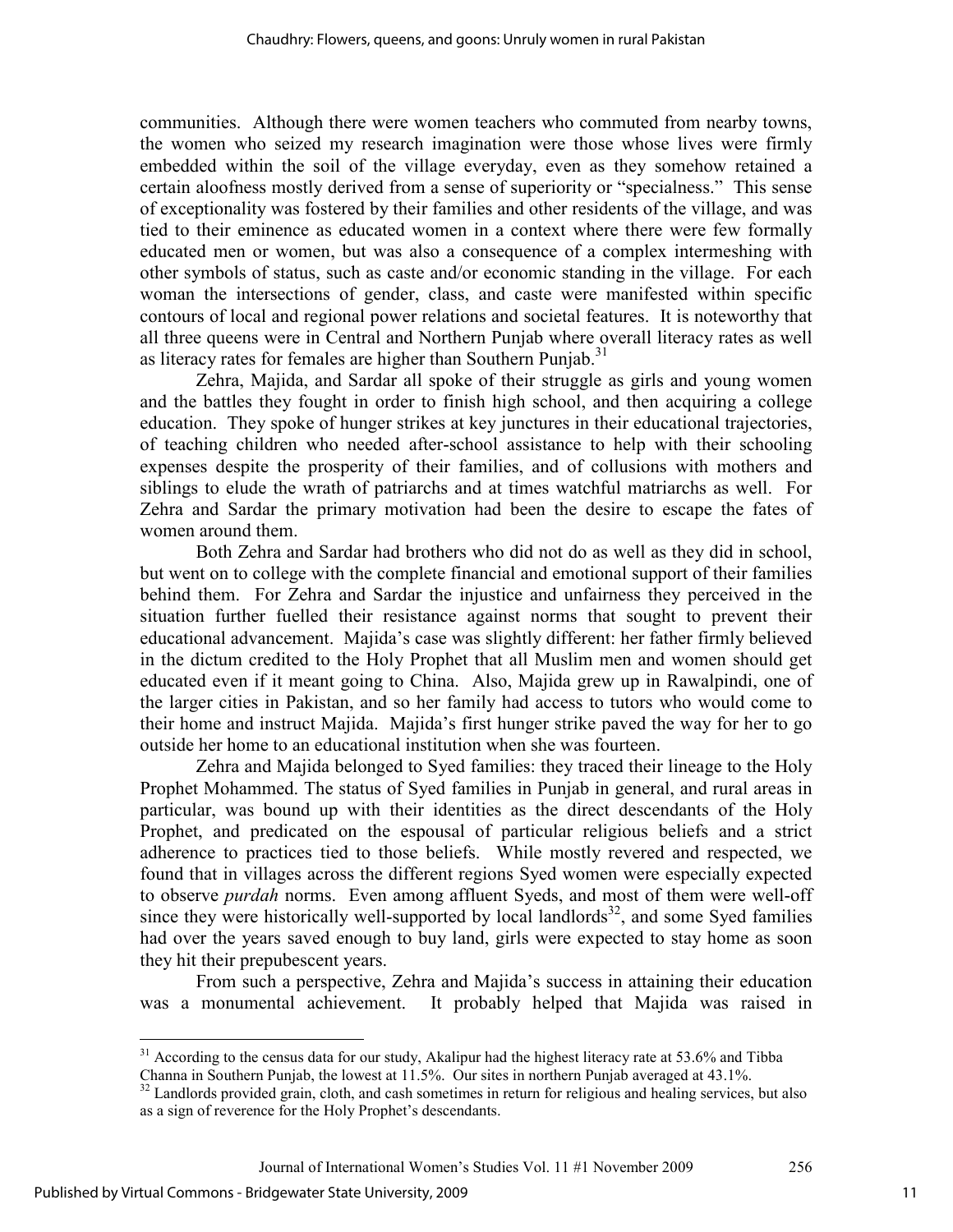communities. Although there were women teachers who commuted from nearby towns, the women who seized my research imagination were those whose lives were firmly embedded within the soil of the village everyday, even as they somehow retained a certain aloofness mostly derived from a sense of superiority or "specialness." This sense of exceptionality was fostered by their families and other residents of the village, and was tied to their eminence as educated women in a context where there were few formally educated men or women, but was also a consequence of a complex intermeshing with other symbols of status, such as caste and/or economic standing in the village. For each woman the intersections of gender, class, and caste were manifested within specific contours of local and regional power relations and societal features. It is noteworthy that all three queens were in Central and Northern Punjab where overall literacy rates as well as literacy rates for females are higher than Southern Punjab.[31]

Zehra, Majida, and Sardar all spoke of their struggle as girls and young women and the battles they fought in order to finish high school, and then acquiring a college education. They spoke of hunger strikes at key junctures in their educational trajectories, of teaching children who needed after-school assistance to help with their schooling expenses despite the prosperity of their families, and of collusions with mothers and siblings to elude the wrath of patriarchs and at times watchful matriarchs as well. For Zehra and Sardar the primary motivation had been the desire to escape the fates of women around them.

Both Zehra and Sardar had brothers who did not do as well as they did in school, but went on to college with the complete financial and emotional support of their families behind them. For Zehra and Sardar the injustice and unfairness they perceived in the situation further fuelled their resistance against norms that sought to prevent their educational advancement. Majida's case was slightly different: her father firmly believed in the dictum credited to the Holy Prophet that all Muslim men and women should get educated even if it meant going to China. Also, Majida grew up in Rawalpindi, one of the larger cities in Pakistan, and so her family had access to tutors who would come to their home and instruct Majida. Majida's first hunger strike paved the way for her to go outside her home to an educational institution when she was fourteen.

Zehra and Majida belonged to Syed families: they traced their lineage to the Holy Prophet Mohammed. The status of Syed families in Punjab in general, and rural areas in particular, was bound up with their identities as the direct descendants of the Holy Prophet, and predicated on the espousal of particular religious beliefs and a strict adherence to practices tied to those beliefs. While mostly revered and respected, we found that in villages across the different regions Syed women were especially expected to observe *purdah* norms. Even among affluent Syeds, and most of them were well-off since they were historically well-supported by local landlords[32], and some Syed families had over the years saved enough to buy land, girls were expected to stay home as soon they hit their prepubescent years.

From such a perspective, Zehra and Majida's success in attaining their education was a monumental achievement. It probably helped that Majida was raised in

---

[31] According to the census data for our study, Akalipur had the highest literacy rate at 53.6% and Tibba Channa in Southern Punjab, the lowest at 11.5%. Our sites in northern Punjab averaged at 43.1%.

[32] Landlords provided grain, cloth, and cash sometimes in return for religious and healing services, but also as a sign of reverence for the Holy Prophet's descendants.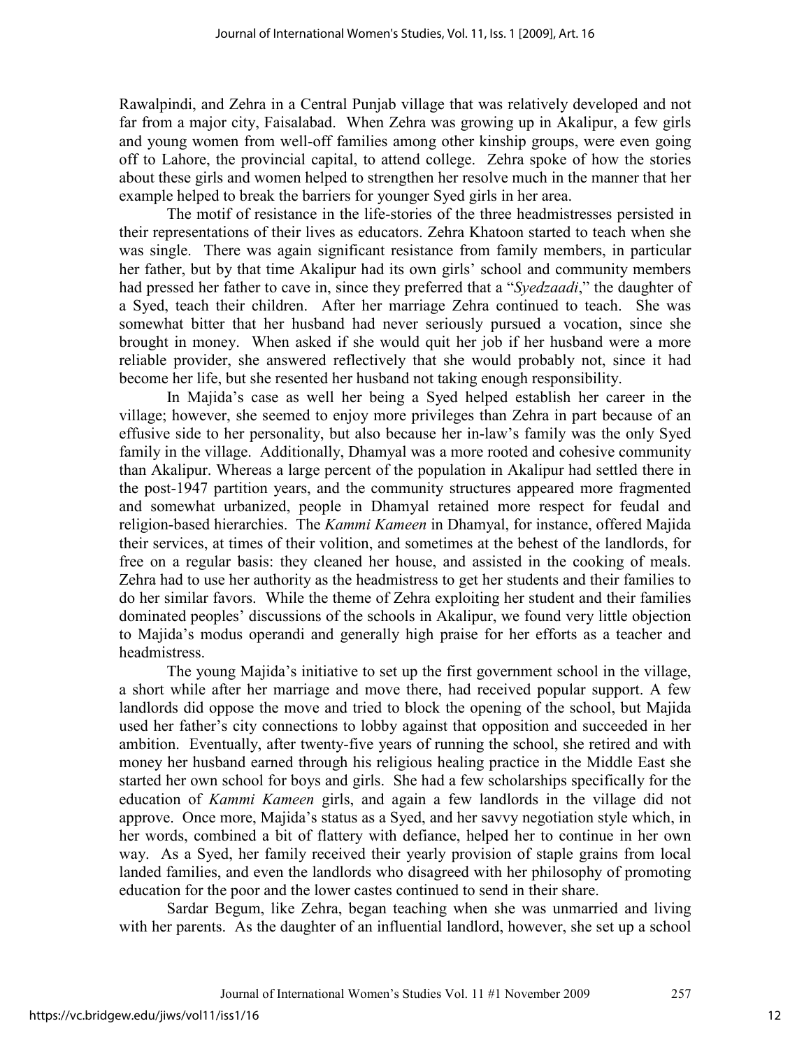Rawalpindi, and Zehra in a Central Punjab village that was relatively developed and not far from a major city, Faisalabad. When Zehra was growing up in Akalipur, a few girls and young women from well-off families among other kinship groups, were even going off to Lahore, the provincial capital, to attend college. Zehra spoke of how the stories about these girls and women helped to strengthen her resolve much in the manner that her example helped to break the barriers for younger Syed girls in her area.

The motif of resistance in the life-stories of the three headmistresses persisted in their representations of their lives as educators. Zehra Khatoon started to teach when she was single. There was again significant resistance from family members, in particular her father, but by that time Akalipur had its own girls' school and community members had pressed her father to cave in, since they preferred that a "*Syedzaadi*," the daughter of a Syed, teach their children. After her marriage Zehra continued to teach. She was somewhat bitter that her husband had never seriously pursued a vocation, since she brought in money. When asked if she would quit her job if her husband were a more reliable provider, she answered reflectively that she would probably not, since it had become her life, but she resented her husband not taking enough responsibility.

In Majida's case as well her being a Syed helped establish her career in the village; however, she seemed to enjoy more privileges than Zehra in part because of an effusive side to her personality, but also because her in-law's family was the only Syed family in the village. Additionally, Dhamyal was a more rooted and cohesive community than Akalipur. Whereas a large percent of the population in Akalipur had settled there in the post-1947 partition years, and the community structures appeared more fragmented and somewhat urbanized, people in Dhamyal retained more respect for feudal and religion-based hierarchies. The *Kammi Kameen* in Dhamyal, for instance, offered Majida their services, at times of their volition, and sometimes at the behest of the landlords, for free on a regular basis: they cleaned her house, and assisted in the cooking of meals. Zehra had to use her authority as the headmistress to get her students and their families to do her similar favors. While the theme of Zehra exploiting her student and their families dominated peoples' discussions of the schools in Akalipur, we found very little objection to Majida's modus operandi and generally high praise for her efforts as a teacher and headmistress.

The young Majida's initiative to set up the first government school in the village, a short while after her marriage and move there, had received popular support. A few landlords did oppose the move and tried to block the opening of the school, but Majida used her father's city connections to lobby against that opposition and succeeded in her ambition. Eventually, after twenty-five years of running the school, she retired and with money her husband earned through his religious healing practice in the Middle East she started her own school for boys and girls. She had a few scholarships specifically for the education of *Kammi Kameen* girls, and again a few landlords in the village did not approve. Once more, Majida's status as a Syed, and her savvy negotiation style which, in her words, combined a bit of flattery with defiance, helped her to continue in her own way. As a Syed, her family received their yearly provision of staple grains from local landed families, and even the landlords who disagreed with her philosophy of promoting education for the poor and the lower castes continued to send in their share.

Sardar Begum, like Zehra, began teaching when she was unmarried and living with her parents. As the daughter of an influential landlord, however, she set up a school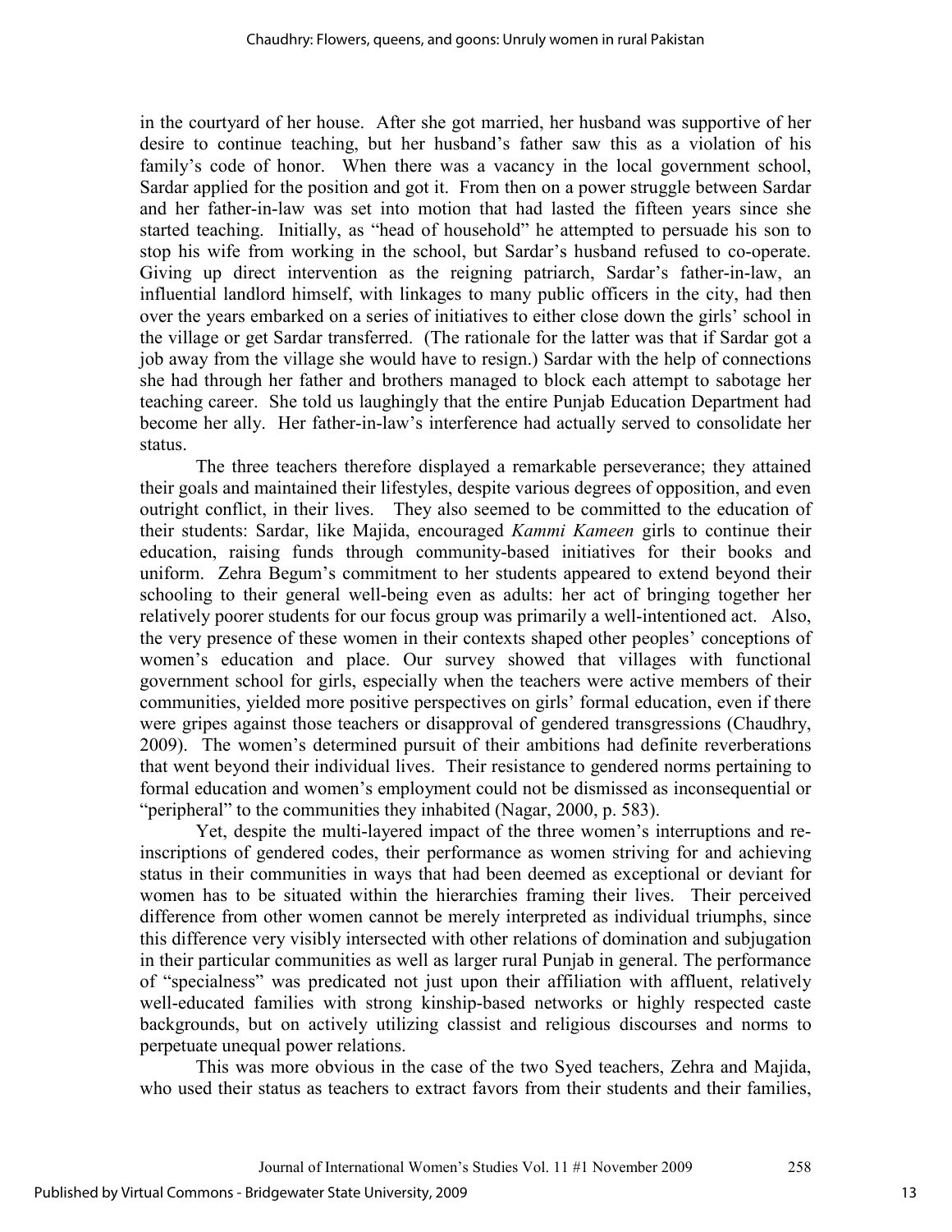in the courtyard of her house. After she got married, her husband was supportive of her desire to continue teaching, but her husband's father saw this as a violation of his family's code of honor. When there was a vacancy in the local government school, Sardar applied for the position and got it. From then on a power struggle between Sardar and her father-in-law was set into motion that had lasted the fifteen years since she started teaching. Initially, as "head of household" he attempted to persuade his son to stop his wife from working in the school, but Sardar's husband refused to co-operate. Giving up direct intervention as the reigning patriarch, Sardar's father-in-law, an influential landlord himself, with linkages to many public officers in the city, had then over the years embarked on a series of initiatives to either close down the girls' school in the village or get Sardar transferred. (The rationale for the latter was that if Sardar got a job away from the village she would have to resign.) Sardar with the help of connections she had through her father and brothers managed to block each attempt to sabotage her teaching career. She told us laughingly that the entire Punjab Education Department had become her ally. Her father-in-law's interference had actually served to consolidate her status.

The three teachers therefore displayed a remarkable perseverance; they attained their goals and maintained their lifestyles, despite various degrees of opposition, and even outright conflict, in their lives. They also seemed to be committed to the education of their students: Sardar, like Majida, encouraged *Kammi Kameen* girls to continue their education, raising funds through community-based initiatives for their books and uniform. Zehra Begum's commitment to her students appeared to extend beyond their schooling to their general well-being even as adults: her act of bringing together her relatively poorer students for our focus group was primarily a well-intentioned act. Also, the very presence of these women in their contexts shaped other peoples' conceptions of women's education and place. Our survey showed that villages with functional government school for girls, especially when the teachers were active members of their communities, yielded more positive perspectives on girls' formal education, even if there were gripes against those teachers or disapproval of gendered transgressions (Chaudhry, 2009). The women's determined pursuit of their ambitions had definite reverberations that went beyond their individual lives. Their resistance to gendered norms pertaining to formal education and women's employment could not be dismissed as inconsequential or "peripheral" to the communities they inhabited (Nagar, 2000, p. 583).

Yet, despite the multi-layered impact of the three women's interruptions and re-inscriptions of gendered codes, their performance as women striving for and achieving status in their communities in ways that had been deemed as exceptional or deviant for women has to be situated within the hierarchies framing their lives. Their perceived difference from other women cannot be merely interpreted as individual triumphs, since this difference very visibly intersected with other relations of domination and subjugation in their particular communities as well as larger rural Punjab in general. The performance of "specialness" was predicated not just upon their affiliation with affluent, relatively well-educated families with strong kinship-based networks or highly respected caste backgrounds, but on actively utilizing classist and religious discourses and norms to perpetuate unequal power relations.

This was more obvious in the case of the two Syed teachers, Zehra and Majida, who used their status as teachers to extract favors from their students and their families,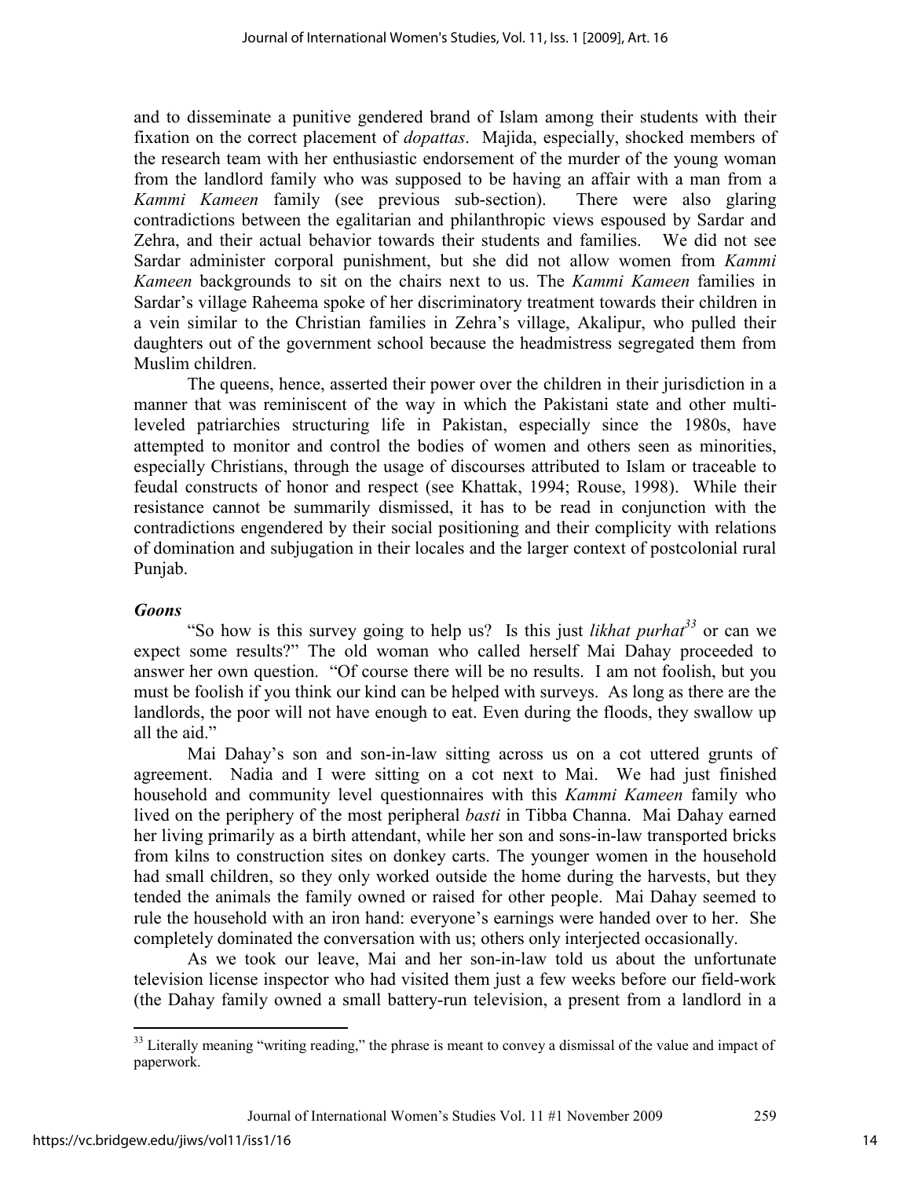and to disseminate a punitive gendered brand of Islam among their students with their fixation on the correct placement of *dopattas*. Majida, especially, shocked members of the research team with her enthusiastic endorsement of the murder of the young woman from the landlord family who was supposed to be having an affair with a man from a *Kammi Kameen* family (see previous sub-section). There were also glaring contradictions between the egalitarian and philanthropic views espoused by Sardar and Zehra, and their actual behavior towards their students and families. We did not see Sardar administer corporal punishment, but she did not allow women from *Kammi Kameen* backgrounds to sit on the chairs next to us. The *Kammi Kameen* families in Sardar's village Raheema spoke of her discriminatory treatment towards their children in a vein similar to the Christian families in Zehra's village, Akalipur, who pulled their daughters out of the government school because the headmistress segregated them from Muslim children.

The queens, hence, asserted their power over the children in their jurisdiction in a manner that was reminiscent of the way in which the Pakistani state and other multi-leveled patriarchies structuring life in Pakistan, especially since the 1980s, have attempted to monitor and control the bodies of women and others seen as minorities, especially Christians, through the usage of discourses attributed to Islam or traceable to feudal constructs of honor and respect (see Khattak, 1994; Rouse, 1998). While their resistance cannot be summarily dismissed, it has to be read in conjunction with the contradictions engendered by their social positioning and their complicity with relations of domination and subjugation in their locales and the larger context of postcolonial rural Punjab.

### *Goons*

"So how is this survey going to help us? Is this just *likhat purhat*[33] or can we expect some results?" The old woman who called herself Mai Dahay proceeded to answer her own question. "Of course there will be no results. I am not foolish, but you must be foolish if you think our kind can be helped with surveys. As long as there are the landlords, the poor will not have enough to eat. Even during the floods, they swallow up all the aid."

Mai Dahay's son and son-in-law sitting across us on a cot uttered grunts of agreement. Nadia and I were sitting on a cot next to Mai. We had just finished household and community level questionnaires with this *Kammi Kameen* family who lived on the periphery of the most peripheral *basti* in Tibba Channa. Mai Dahay earned her living primarily as a birth attendant, while her son and sons-in-law transported bricks from kilns to construction sites on donkey carts. The younger women in the household had small children, so they only worked outside the home during the harvests, but they tended the animals the family owned or raised for other people. Mai Dahay seemed to rule the household with an iron hand: everyone's earnings were handed over to her. She completely dominated the conversation with us; others only interjected occasionally.

As we took our leave, Mai and her son-in-law told us about the unfortunate television license inspector who had visited them just a few weeks before our field-work (the Dahay family owned a small battery-run television, a present from a landlord in a

---

[33] Literally meaning "writing reading," the phrase is meant to convey a dismissal of the value and impact of paperwork.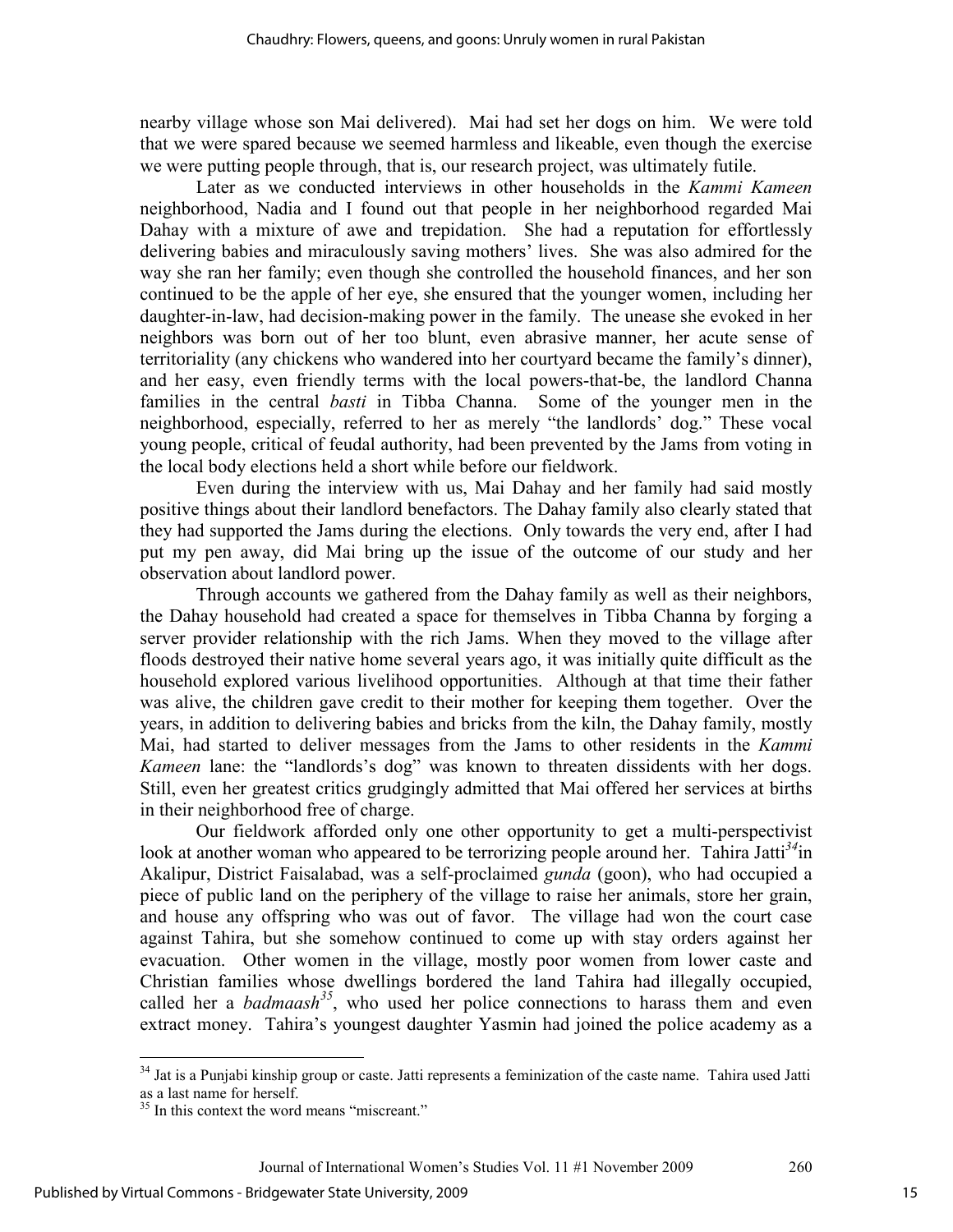nearby village whose son Mai delivered). Mai had set her dogs on him. We were told that we were spared because we seemed harmless and likeable, even though the exercise we were putting people through, that is, our research project, was ultimately futile.

Later as we conducted interviews in other households in the *Kammi Kameen* neighborhood, Nadia and I found out that people in her neighborhood regarded Mai Dahay with a mixture of awe and trepidation. She had a reputation for effortlessly delivering babies and miraculously saving mothers' lives. She was also admired for the way she ran her family; even though she controlled the household finances, and her son continued to be the apple of her eye, she ensured that the younger women, including her daughter-in-law, had decision-making power in the family. The unease she evoked in her neighbors was born out of her too blunt, even abrasive manner, her acute sense of territoriality (any chickens who wandered into her courtyard became the family's dinner), and her easy, even friendly terms with the local powers-that-be, the landlord Channa families in the central *basti* in Tibba Channa. Some of the younger men in the neighborhood, especially, referred to her as merely "the landlords' dog." These vocal young people, critical of feudal authority, had been prevented by the Jams from voting in the local body elections held a short while before our fieldwork.

Even during the interview with us, Mai Dahay and her family had said mostly positive things about their landlord benefactors. The Dahay family also clearly stated that they had supported the Jams during the elections. Only towards the very end, after I had put my pen away, did Mai bring up the issue of the outcome of our study and her observation about landlord power.

Through accounts we gathered from the Dahay family as well as their neighbors, the Dahay household had created a space for themselves in Tibba Channa by forging a server provider relationship with the rich Jams. When they moved to the village after floods destroyed their native home several years ago, it was initially quite difficult as the household explored various livelihood opportunities. Although at that time their father was alive, the children gave credit to their mother for keeping them together. Over the years, in addition to delivering babies and bricks from the kiln, the Dahay family, mostly Mai, had started to deliver messages from the Jams to other residents in the *Kammi Kameen* lane: the "landlords's dog" was known to threaten dissidents with her dogs. Still, even her greatest critics grudgingly admitted that Mai offered her services at births in their neighborhood free of charge.

Our fieldwork afforded only one other opportunity to get a multi-perspectivist look at another woman who appeared to be terrorizing people around her. Tahira Jatti[34] in Akalipur, District Faisalabad, was a self-proclaimed *gunda* (goon), who had occupied a piece of public land on the periphery of the village to raise her animals, store her grain, and house any offspring who was out of favor. The village had won the court case against Tahira, but she somehow continued to come up with stay orders against her evacuation. Other women in the village, mostly poor women from lower caste and Christian families whose dwellings bordered the land Tahira had illegally occupied, called her a *badmaash*[35], who used her police connections to harass them and even extract money. Tahira's youngest daughter Yasmin had joined the police academy as a

---

[34] Jat is a Punjabi kinship group or caste. Jatti represents a feminization of the caste name. Tahira used Jatti as a last name for herself.

[35] In this context the word means "miscreant."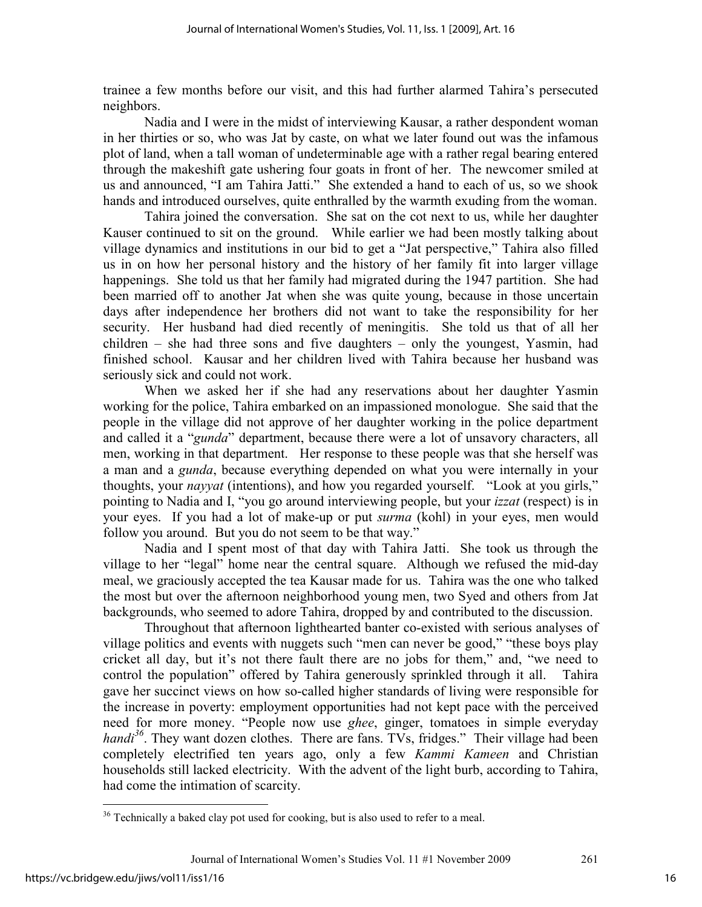trainee a few months before our visit, and this had further alarmed Tahira's persecuted neighbors.

Nadia and I were in the midst of interviewing Kausar, a rather despondent woman in her thirties or so, who was Jat by caste, on what we later found out was the infamous plot of land, when a tall woman of undeterminable age with a rather regal bearing entered through the makeshift gate ushering four goats in front of her. The newcomer smiled at us and announced, "I am Tahira Jatti." She extended a hand to each of us, so we shook hands and introduced ourselves, quite enthralled by the warmth exuding from the woman.

Tahira joined the conversation. She sat on the cot next to us, while her daughter Kauser continued to sit on the ground. While earlier we had been mostly talking about village dynamics and institutions in our bid to get a "Jat perspective," Tahira also filled us in on how her personal history and the history of her family fit into larger village happenings. She told us that her family had migrated during the 1947 partition. She had been married off to another Jat when she was quite young, because in those uncertain days after independence her brothers did not want to take the responsibility for her security. Her husband had died recently of meningitis. She told us that of all her children – she had three sons and five daughters – only the youngest, Yasmin, had finished school. Kausar and her children lived with Tahira because her husband was seriously sick and could not work.

When we asked her if she had any reservations about her daughter Yasmin working for the police, Tahira embarked on an impassioned monologue. She said that the people in the village did not approve of her daughter working in the police department and called it a "*gunda*" department, because there were a lot of unsavory characters, all men, working in that department. Her response to these people was that she herself was a man and a *gunda*, because everything depended on what you were internally in your thoughts, your *nayyat* (intentions), and how you regarded yourself. "Look at you girls," pointing to Nadia and I, "you go around interviewing people, but your *izzat* (respect) is in your eyes. If you had a lot of make-up or put *surma* (kohl) in your eyes, men would follow you around. But you do not seem to be that way."

Nadia and I spent most of that day with Tahira Jatti. She took us through the village to her "legal" home near the central square. Although we refused the mid-day meal, we graciously accepted the tea Kausar made for us. Tahira was the one who talked the most but over the afternoon neighborhood young men, two Syed and others from Jat backgrounds, who seemed to adore Tahira, dropped by and contributed to the discussion.

Throughout that afternoon lighthearted banter co-existed with serious analyses of village politics and events with nuggets such "men can never be good," "these boys play cricket all day, but it's not there fault there are no jobs for them," and, "we need to control the population" offered by Tahira generously sprinkled through it all. Tahira gave her succinct views on how so-called higher standards of living were responsible for the increase in poverty: employment opportunities had not kept pace with the perceived need for more money. "People now use *ghee*, ginger, tomatoes in simple everyday *handi*[36]. They want dozen clothes. There are fans. TVs, fridges." Their village had been completely electrified ten years ago, only a few *Kammi Kameen* and Christian households still lacked electricity. With the advent of the light burb, according to Tahira, had come the intimation of scarcity.

---

[36] Technically a baked clay pot used for cooking, but is also used to refer to a meal.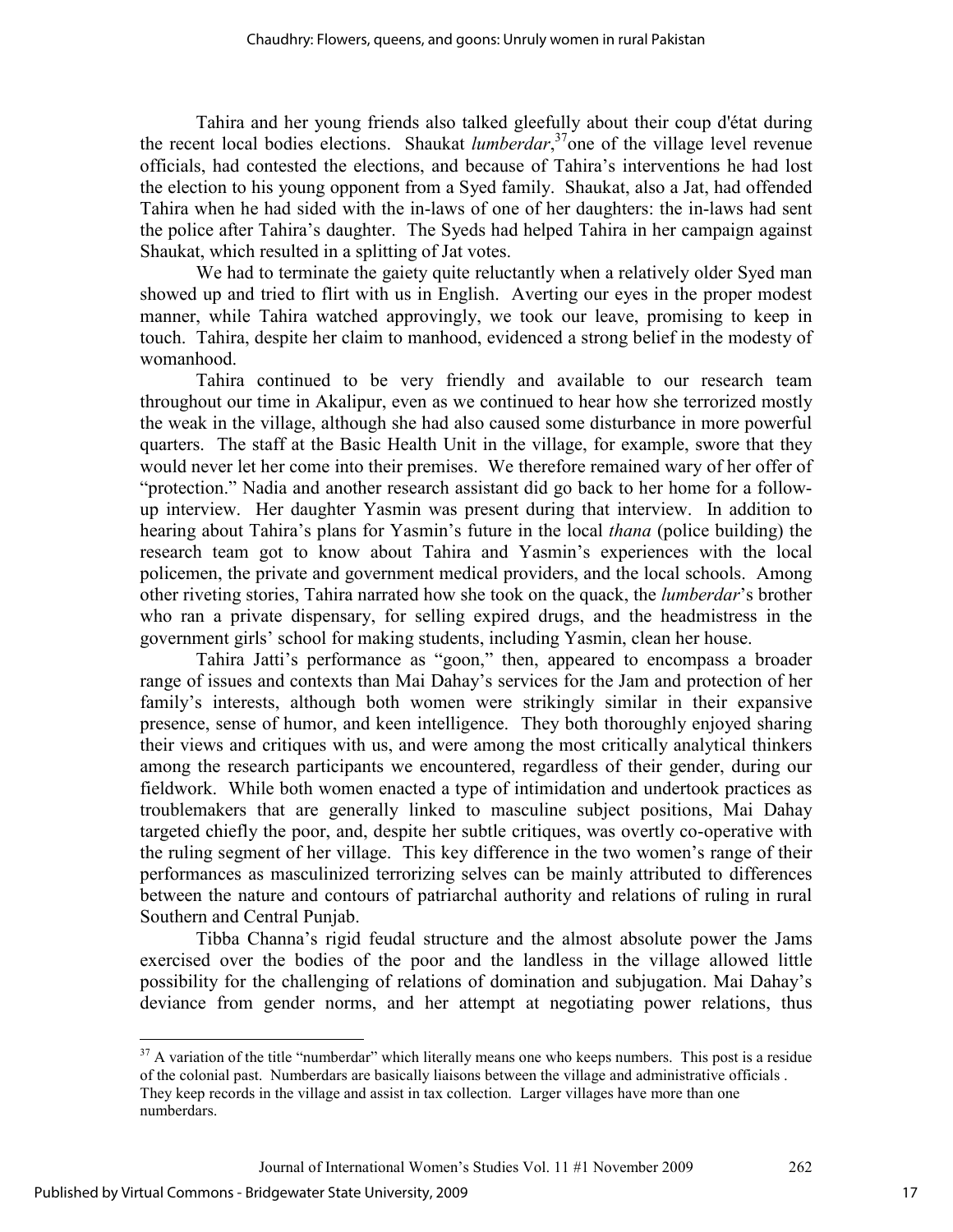Tahira and her young friends also talked gleefully about their coup d'état during the recent local bodies elections. Shaukat *lumberdar*,[37] one of the village level revenue officials, had contested the elections, and because of Tahira's interventions he had lost the election to his young opponent from a Syed family. Shaukat, also a Jat, had offended Tahira when he had sided with the in-laws of one of her daughters: the in-laws had sent the police after Tahira's daughter. The Syeds had helped Tahira in her campaign against Shaukat, which resulted in a splitting of Jat votes.

We had to terminate the gaiety quite reluctantly when a relatively older Syed man showed up and tried to flirt with us in English. Averting our eyes in the proper modest manner, while Tahira watched approvingly, we took our leave, promising to keep in touch. Tahira, despite her claim to manhood, evidenced a strong belief in the modesty of womanhood.

Tahira continued to be very friendly and available to our research team throughout our time in Akalipur, even as we continued to hear how she terrorized mostly the weak in the village, although she had also caused some disturbance in more powerful quarters. The staff at the Basic Health Unit in the village, for example, swore that they would never let her come into their premises. We therefore remained wary of her offer of "protection." Nadia and another research assistant did go back to her home for a follow-up interview. Her daughter Yasmin was present during that interview. In addition to hearing about Tahira's plans for Yasmin's future in the local *thana* (police building) the research team got to know about Tahira and Yasmin's experiences with the local policemen, the private and government medical providers, and the local schools. Among other riveting stories, Tahira narrated how she took on the quack, the *lumberdar*'s brother who ran a private dispensary, for selling expired drugs, and the headmistress in the government girls' school for making students, including Yasmin, clean her house.

Tahira Jatti's performance as "goon," then, appeared to encompass a broader range of issues and contexts than Mai Dahay's services for the Jam and protection of her family's interests, although both women were strikingly similar in their expansive presence, sense of humor, and keen intelligence. They both thoroughly enjoyed sharing their views and critiques with us, and were among the most critically analytical thinkers among the research participants we encountered, regardless of their gender, during our fieldwork. While both women enacted a type of intimidation and undertook practices as troublemakers that are generally linked to masculine subject positions, Mai Dahay targeted chiefly the poor, and, despite her subtle critiques, was overtly co-operative with the ruling segment of her village. This key difference in the two women's range of their performances as masculinized terrorizing selves can be mainly attributed to differences between the nature and contours of patriarchal authority and relations of ruling in rural Southern and Central Punjab.

Tibba Channa's rigid feudal structure and the almost absolute power the Jams exercised over the bodies of the poor and the landless in the village allowed little possibility for the challenging of relations of domination and subjugation. Mai Dahay's deviance from gender norms, and her attempt at negotiating power relations, thus

---

[37] A variation of the title "numberdar" which literally means one who keeps numbers. This post is a residue of the colonial past. Numberdars are basically liaisons between the village and administrative officials. They keep records in the village and assist in tax collection. Larger villages have more than one numberdars.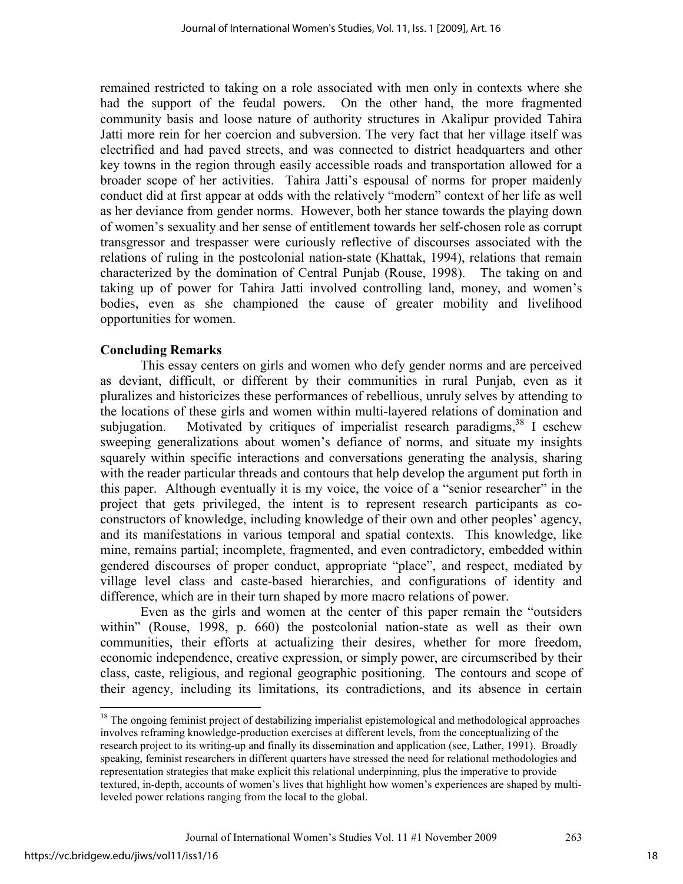remained restricted to taking on a role associated with men only in contexts where she had the support of the feudal powers. On the other hand, the more fragmented community basis and loose nature of authority structures in Akalipur provided Tahira Jatti more rein for her coercion and subversion. The very fact that her village itself was electrified and had paved streets, and was connected to district headquarters and other key towns in the region through easily accessible roads and transportation allowed for a broader scope of her activities. Tahira Jatti's espousal of norms for proper maidenly conduct did at first appear at odds with the relatively "modern" context of her life as well as her deviance from gender norms. However, both her stance towards the playing down of women's sexuality and her sense of entitlement towards her self-chosen role as corrupt transgressor and trespasser were curiously reflective of discourses associated with the relations of ruling in the postcolonial nation-state (Khattak, 1994), relations that remain characterized by the domination of Central Punjab (Rouse, 1998). The taking on and taking up of power for Tahira Jatti involved controlling land, money, and women's bodies, even as she championed the cause of greater mobility and livelihood opportunities for women.

## Concluding Remarks

This essay centers on girls and women who defy gender norms and are perceived as deviant, difficult, or different by their communities in rural Punjab, even as it pluralizes and historicizes these performances of rebellious, unruly selves by attending to the locations of these girls and women within multi-layered relations of domination and subjugation. Motivated by critiques of imperialist research paradigms,[38] I eschew sweeping generalizations about women's defiance of norms, and situate my insights squarely within specific interactions and conversations generating the analysis, sharing with the reader particular threads and contours that help develop the argument put forth in this paper. Although eventually it is my voice, the voice of a "senior researcher" in the project that gets privileged, the intent is to represent research participants as co-constructors of knowledge, including knowledge of their own and other peoples' agency, and its manifestations in various temporal and spatial contexts. This knowledge, like mine, remains partial; incomplete, fragmented, and even contradictory, embedded within gendered discourses of proper conduct, appropriate "place", and respect, mediated by village level class and caste-based hierarchies, and configurations of identity and difference, which are in their turn shaped by more macro relations of power.

Even as the girls and women at the center of this paper remain the "outsiders within" (Rouse, 1998, p. 660) the postcolonial nation-state as well as their own communities, their efforts at actualizing their desires, whether for more freedom, economic independence, creative expression, or simply power, are circumscribed by their class, caste, religious, and regional geographic positioning. The contours and scope of their agency, including its limitations, its contradictions, and its absence in certain

---

[38] The ongoing feminist project of destabilizing imperialist epistemological and methodological approaches involves reframing knowledge-production exercises at different levels, from the conceptualizing of the research project to its writing-up and finally its dissemination and application (see, Lather, 1991). Broadly speaking, feminist researchers in different quarters have stressed the need for relational methodologies and representation strategies that make explicit this relational underpinning, plus the imperative to provide textured, in-depth, accounts of women's lives that highlight how women's experiences are shaped by multi-leveled power relations ranging from the local to the global.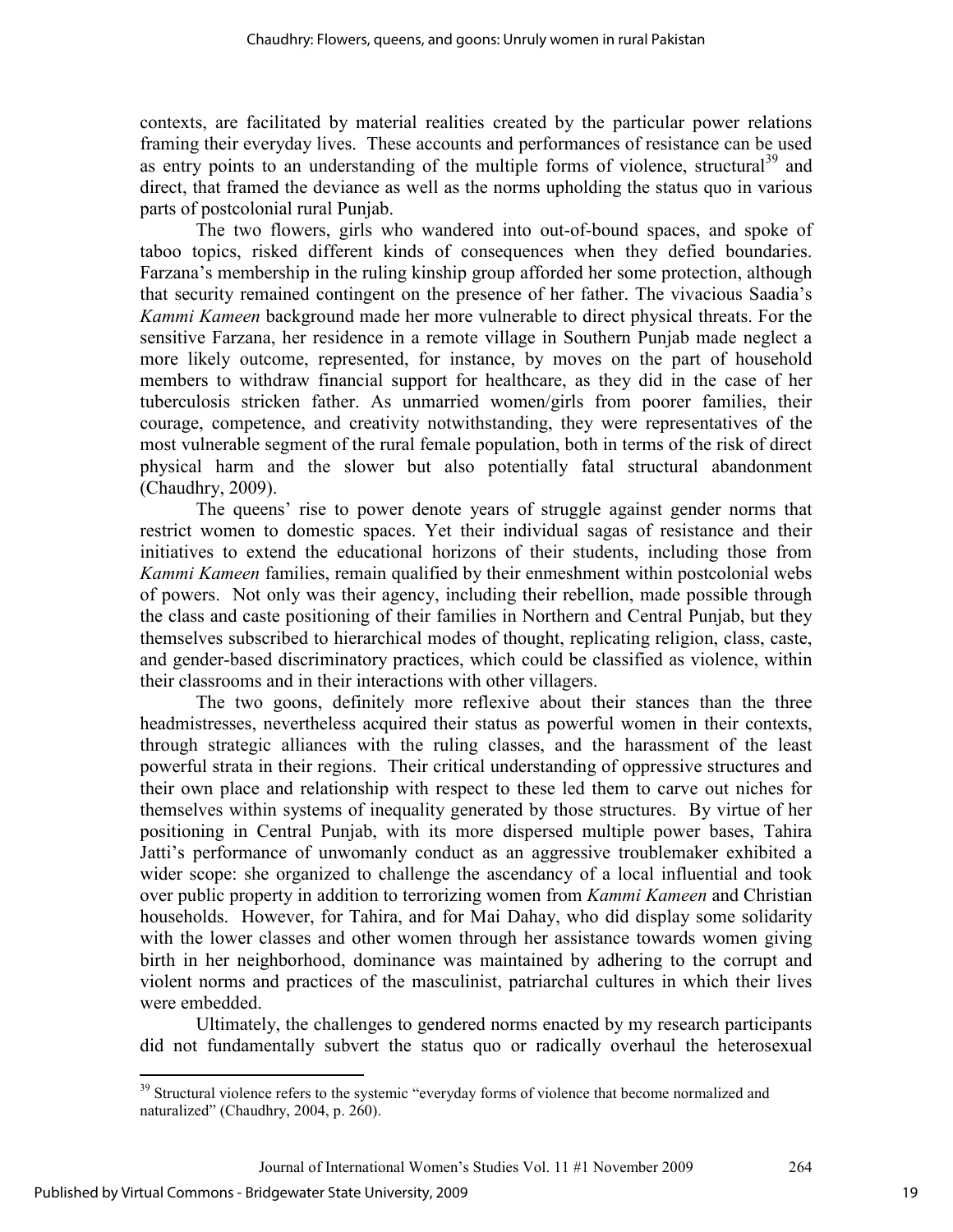contexts, are facilitated by material realities created by the particular power relations framing their everyday lives. These accounts and performances of resistance can be used as entry points to an understanding of the multiple forms of violence, structural[39] and direct, that framed the deviance as well as the norms upholding the status quo in various parts of postcolonial rural Punjab.

The two flowers, girls who wandered into out-of-bound spaces, and spoke of taboo topics, risked different kinds of consequences when they defied boundaries. Farzana's membership in the ruling kinship group afforded her some protection, although that security remained contingent on the presence of her father. The vivacious Saadia's *Kammi Kameen* background made her more vulnerable to direct physical threats. For the sensitive Farzana, her residence in a remote village in Southern Punjab made neglect a more likely outcome, represented, for instance, by moves on the part of household members to withdraw financial support for healthcare, as they did in the case of her tuberculosis stricken father. As unmarried women/girls from poorer families, their courage, competence, and creativity notwithstanding, they were representatives of the most vulnerable segment of the rural female population, both in terms of the risk of direct physical harm and the slower but also potentially fatal structural abandonment (Chaudhry, 2009).

The queens' rise to power denote years of struggle against gender norms that restrict women to domestic spaces. Yet their individual sagas of resistance and their initiatives to extend the educational horizons of their students, including those from *Kammi Kameen* families, remain qualified by their enmeshment within postcolonial webs of powers. Not only was their agency, including their rebellion, made possible through the class and caste positioning of their families in Northern and Central Punjab, but they themselves subscribed to hierarchical modes of thought, replicating religion, class, caste, and gender-based discriminatory practices, which could be classified as violence, within their classrooms and in their interactions with other villagers.

The two goons, definitely more reflexive about their stances than the three headmistresses, nevertheless acquired their status as powerful women in their contexts, through strategic alliances with the ruling classes, and the harassment of the least powerful strata in their regions. Their critical understanding of oppressive structures and their own place and relationship with respect to these led them to carve out niches for themselves within systems of inequality generated by those structures. By virtue of her positioning in Central Punjab, with its more dispersed multiple power bases, Tahira Jatti's performance of unwomanly conduct as an aggressive troublemaker exhibited a wider scope: she organized to challenge the ascendancy of a local influential and took over public property in addition to terrorizing women from *Kammi Kameen* and Christian households. However, for Tahira, and for Mai Dahay, who did display some solidarity with the lower classes and other women through her assistance towards women giving birth in her neighborhood, dominance was maintained by adhering to the corrupt and violent norms and practices of the masculinist, patriarchal cultures in which their lives were embedded.

Ultimately, the challenges to gendered norms enacted by my research participants did not fundamentally subvert the status quo or radically overhaul the heterosexual

---

[39] Structural violence refers to the systemic "everyday forms of violence that become normalized and naturalized" (Chaudhry, 2004, p. 260).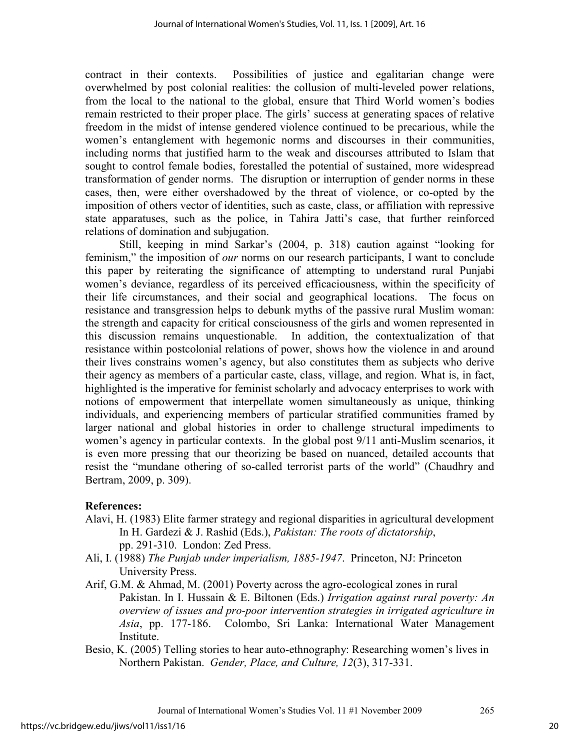contract in their contexts. Possibilities of justice and egalitarian change were overwhelmed by post colonial realities: the collusion of multi-leveled power relations, from the local to the national to the global, ensure that Third World women's bodies remain restricted to their proper place. The girls' success at generating spaces of relative freedom in the midst of intense gendered violence continued to be precarious, while the women's entanglement with hegemonic norms and discourses in their communities, including norms that justified harm to the weak and discourses attributed to Islam that sought to control female bodies, forestalled the potential of sustained, more widespread transformation of gender norms. The disruption or interruption of gender norms in these cases, then, were either overshadowed by the threat of violence, or co-opted by the imposition of others vector of identities, such as caste, class, or affiliation with repressive state apparatuses, such as the police, in Tahira Jatti's case, that further reinforced relations of domination and subjugation.

Still, keeping in mind Sarkar's (2004, p. 318) caution against "looking for feminism," the imposition of *our* norms on our research participants, I want to conclude this paper by reiterating the significance of attempting to understand rural Punjabi women's deviance, regardless of its perceived efficaciousness, within the specificity of their life circumstances, and their social and geographical locations. The focus on resistance and transgression helps to debunk myths of the passive rural Muslim woman: the strength and capacity for critical consciousness of the girls and women represented in this discussion remains unquestionable. In addition, the contextualization of that resistance within postcolonial relations of power, shows how the violence in and around their lives constrains women's agency, but also constitutes them as subjects who derive their agency as members of a particular caste, class, village, and region. What is, in fact, highlighted is the imperative for feminist scholarly and advocacy enterprises to work with notions of empowerment that interpellate women simultaneously as unique, thinking individuals, and experiencing members of particular stratified communities framed by larger national and global histories in order to challenge structural impediments to women's agency in particular contexts. In the global post 9/11 anti-Muslim scenarios, it is even more pressing that our theorizing be based on nuanced, detailed accounts that resist the "mundane othering of so-called terrorist parts of the world" (Chaudhry and Bertram, 2009, p. 309).

## References:

Alavi, H. (1983) Elite farmer strategy and regional disparities in agricultural development In H. Gardezi & J. Rashid (Eds.), *Pakistan: The roots of dictatorship*, pp. 291-310. London: Zed Press.

Ali, I. (1988) *The Punjab under imperialism, 1885-1947*. Princeton, NJ: Princeton University Press.

Arif, G.M. & Ahmad, M. (2001) Poverty across the agro-ecological zones in rural Pakistan. In I. Hussain & E. Biltonen (Eds.) *Irrigation against rural poverty: An overview of issues and pro-poor intervention strategies in irrigated agriculture in Asia*, pp. 177-186. Colombo, Sri Lanka: International Water Management Institute.

Besio, K. (2005) Telling stories to hear auto-ethnography: Researching women's lives in Northern Pakistan. *Gender, Place, and Culture, 12*(3), 317-331.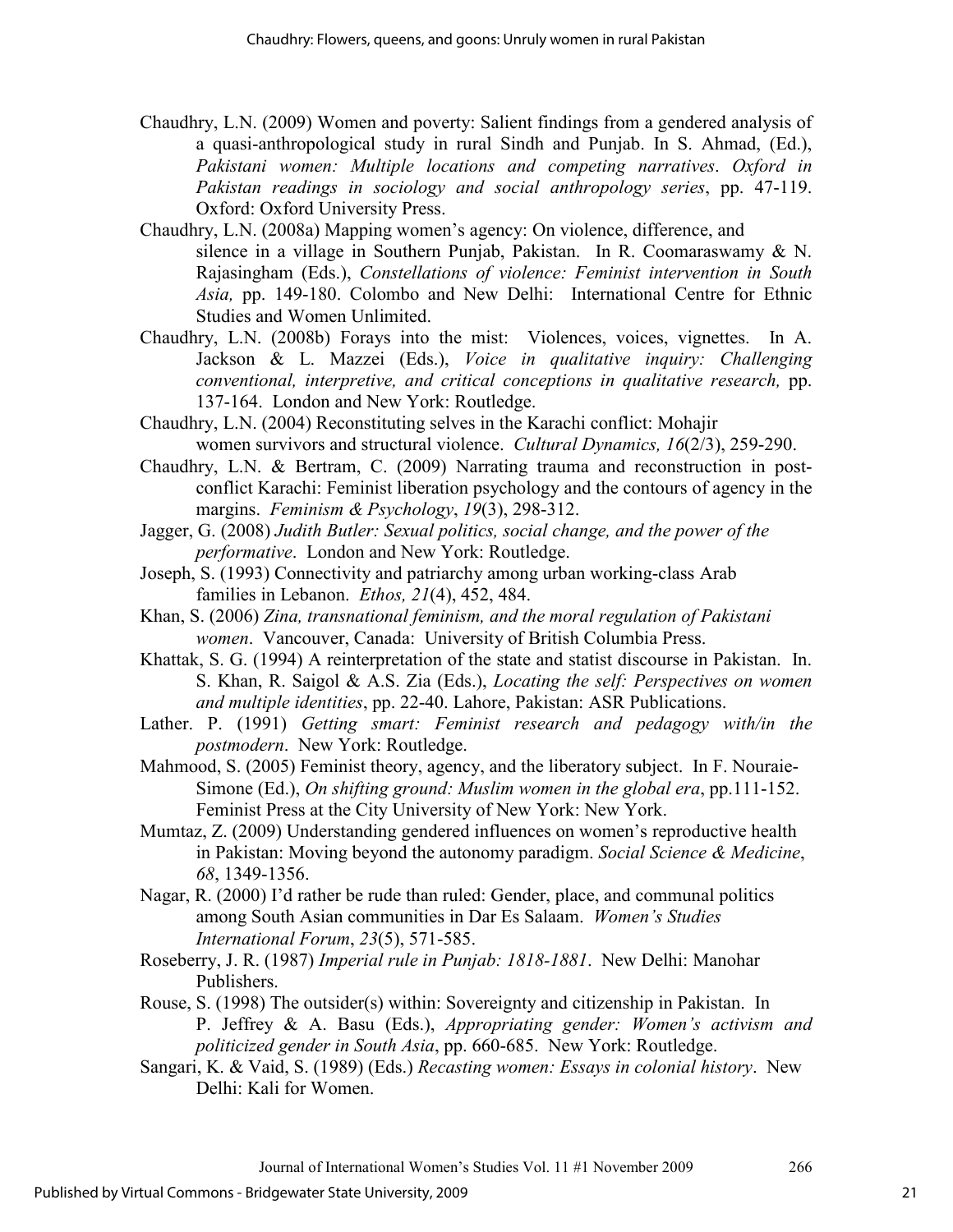Chaudhry, L.N. (2009) Women and poverty: Salient findings from a gendered analysis of a quasi-anthropological study in rural Sindh and Punjab. In S. Ahmad, (Ed.), *Pakistani women: Multiple locations and competing narratives*. *Oxford in Pakistan readings in sociology and social anthropology series*, pp. 47-119. Oxford: Oxford University Press.

Chaudhry, L.N. (2008a) Mapping women's agency: On violence, difference, and silence in a village in Southern Punjab, Pakistan. In R. Coomaraswamy & N. Rajasingham (Eds.), *Constellations of violence: Feminist intervention in South Asia,* pp. 149-180. Colombo and New Delhi: International Centre for Ethnic Studies and Women Unlimited.

Chaudhry, L.N. (2008b) Forays into the mist: Violences, voices, vignettes. In A. Jackson & L. Mazzei (Eds.), *Voice in qualitative inquiry: Challenging conventional, interpretive, and critical conceptions in qualitative research,* pp. 137-164. London and New York: Routledge.

Chaudhry, L.N. (2004) Reconstituting selves in the Karachi conflict: Mohajir women survivors and structural violence. *Cultural Dynamics, 16*(2/3), 259-290.

Chaudhry, L.N. & Bertram, C. (2009) Narrating trauma and reconstruction in post-conflict Karachi: Feminist liberation psychology and the contours of agency in the margins. *Feminism & Psychology*, *19*(3), 298-312.

Jagger, G. (2008) *Judith Butler: Sexual politics, social change, and the power of the performative*. London and New York: Routledge.

Joseph, S. (1993) Connectivity and patriarchy among urban working-class Arab families in Lebanon. *Ethos, 21*(4), 452, 484.

Khan, S. (2006) *Zina, transnational feminism, and the moral regulation of Pakistani women*. Vancouver, Canada: University of British Columbia Press.

Khattak, S. G. (1994) A reinterpretation of the state and statist discourse in Pakistan. In. S. Khan, R. Saigol & A.S. Zia (Eds.), *Locating the self: Perspectives on women and multiple identities*, pp. 22-40. Lahore, Pakistan: ASR Publications.

Lather. P. (1991) *Getting smart: Feminist research and pedagogy with/in the postmodern*. New York: Routledge.

Mahmood, S. (2005) Feminist theory, agency, and the liberatory subject. In F. Nouraie-Simone (Ed.), *On shifting ground: Muslim women in the global era*, pp.111-152. Feminist Press at the City University of New York: New York.

Mumtaz, Z. (2009) Understanding gendered influences on women's reproductive health in Pakistan: Moving beyond the autonomy paradigm. *Social Science & Medicine*, *68*, 1349-1356.

Nagar, R. (2000) I'd rather be rude than ruled: Gender, place, and communal politics among South Asian communities in Dar Es Salaam. *Women's Studies International Forum*, *23*(5), 571-585.

Roseberry, J. R. (1987) *Imperial rule in Punjab: 1818-1881*. New Delhi: Manohar Publishers.

Rouse, S. (1998) The outsider(s) within: Sovereignty and citizenship in Pakistan. In P. Jeffrey & A. Basu (Eds.), *Appropriating gender: Women's activism and politicized gender in South Asia*, pp. 660-685. New York: Routledge.

Sangari, K. & Vaid, S. (1989) (Eds.) *Recasting women: Essays in colonial history*. New Delhi: Kali for Women.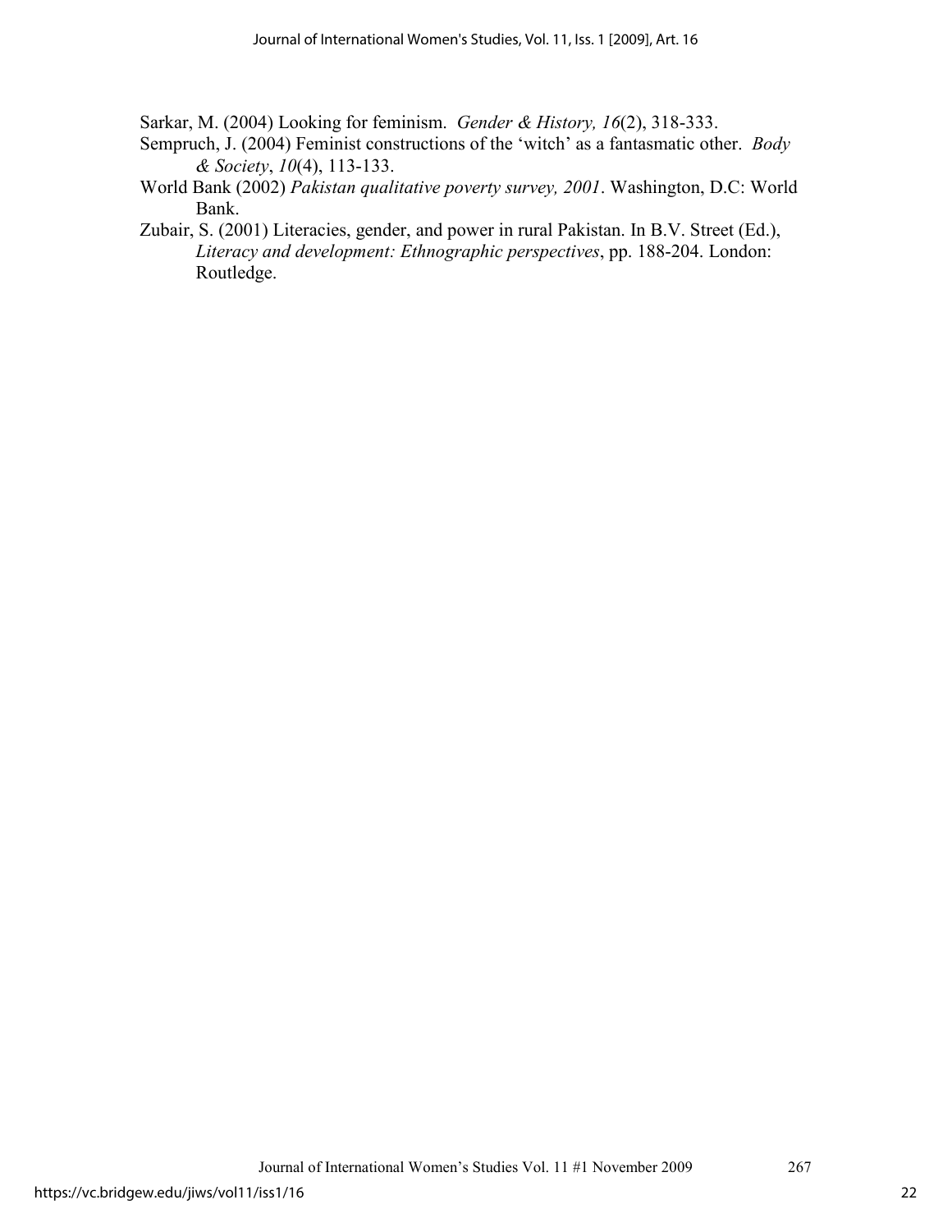Sarkar, M. (2004) Looking for feminism. *Gender & History, 16*(2), 318-333.

Sempruch, J. (2004) Feminist constructions of the 'witch' as a fantasmatic other. *Body & Society*, *10*(4), 113-133.

World Bank (2002) *Pakistan qualitative poverty survey, 2001*. Washington, D.C: World Bank.

Zubair, S. (2001) Literacies, gender, and power in rural Pakistan. In B.V. Street (Ed.), *Literacy and development: Ethnographic perspectives*, pp. 188-204. London: Routledge.